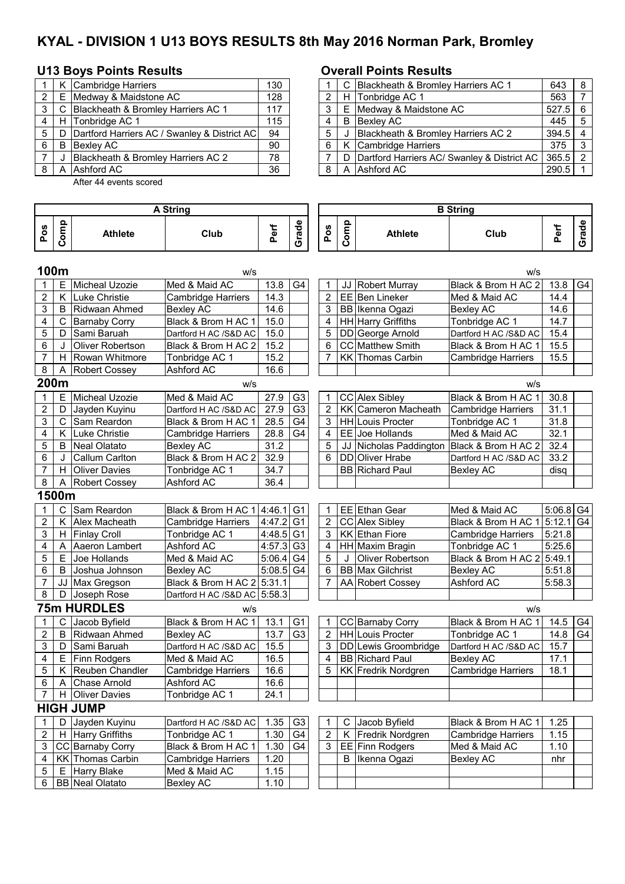# KYAL - DIVISION 1 U13 BOYS RESULTS 8th May 2016 Norman Park, Bromley

## U13 Boys Points Results

| | | | |
|---|---|---|---|
| 1 | K | Cambridge Harriers | 130 |
| 2 | E | Medway & Maidstone AC | 128 |
| 3 | C | Blackheath & Bromley Harriers AC 1 | 117 |
| 4 | H | Tonbridge AC 1 | 115 |
| 5 | D | Dartford Harriers AC / Swanley & District AC | 94 |
| 6 | B | Bexley AC | 90 |
| 7 | J | Blackheath & Bromley Harriers AC 2 | 78 |
| 8 | A | Ashford AC | 36 |

After 44 events scored

## Overall Points Results

| | | | | |
|---|---|---|---|---|
| 1 | C | Blackheath & Bromley Harriers AC 1 | 643 | 8 |
| 2 | H | Tonbridge AC 1 | 563 | 7 |
| 3 | E | Medway & Maidstone AC | 527.5 | 6 |
| 4 | B | Bexley AC | 445 | 5 |
| 5 | J | Blackheath & Bromley Harriers AC 2 | 394.5 | 4 |
| 6 | K | Cambridge Harriers | 375 | 3 |
| 7 | D | Dartford Harriers AC/ Swanley & District AC | 365.5 | 2 |
| 8 | A | Ashford AC | 290.5 | 1 |

## 100m

| A String | | | | | | B String | | | | | |
|---|---|---|---|---|---|---|---|---|---|---|---|
| Pos | Comp | Athlete | Club | Perf | Grade | Pos | Comp | Athlete | Club | Perf | Grade |
| | | | w/s | | | | | | w/s | | |
| 1 | E | Micheal Uzozie | Med & Maid AC | 13.8 | G4 | 1 | JJ | Robert Murray | Black & Brom H AC 2 | 13.8 | G4 |
| 2 | K | Luke Christie | Cambridge Harriers | 14.3 | | 2 | EE | Ben Lineker | Med & Maid AC | 14.4 | |
| 3 | B | Ridwaan Ahmed | Bexley AC | 14.6 | | 3 | BB | Ikenna Ogazi | Bexley AC | 14.6 | |
| 4 | C | Barnaby Corry | Black & Brom H AC 1 | 15.0 | | 4 | HH | Harry Griffiths | Tonbridge AC 1 | 14.7 | |
| 5 | D | Sami Baruah | Dartford H AC /S&D AC | 15.0 | | 5 | DD | George Arnold | Dartford H AC /S&D AC | 15.4 | |
| 6 | J | Oliver Robertson | Black & Brom H AC 2 | 15.2 | | 6 | CC | Matthew Smith | Black & Brom H AC 1 | 15.5 | |
| 7 | H | Rowan Whitmore | Tonbridge AC 1 | 15.2 | | 7 | KK | Thomas Carbin | Cambridge Harriers | 15.5 | |
| 8 | A | Robert Cossey | Ashford AC | 16.6 | | | | | | | |

## 200m

| Pos | Comp | Athlete | Club | Perf | Grade | Pos | Comp | Athlete | Club | Perf | Grade |
|---|---|---|---|---|---|---|---|---|---|---|---|
| | | | w/s | | | | | | w/s | | |
| 1 | E | Micheal Uzozie | Med & Maid AC | 27.9 | G3 | 1 | CC | Alex Sibley | Black & Brom H AC 1 | 30.8 | |
| 2 | D | Jayden Kuyinu | Dartford H AC /S&D AC | 27.9 | G3 | 2 | KK | Cameron Macheath | Cambridge Harriers | 31.1 | |
| 3 | C | Sam Reardon | Black & Brom H AC 1 | 28.5 | G4 | 3 | HH | Louis Procter | Tonbridge AC 1 | 31.8 | |
| 4 | K | Luke Christie | Cambridge Harriers | 28.8 | G4 | 4 | EE | Joe Hollands | Med & Maid AC | 32.1 | |
| 5 | B | Neal Olatato | Bexley AC | 31.2 | | 5 | JJ | Nicholas Paddington | Black & Brom H AC 2 | 32.4 | |
| 6 | J | Callum Carlton | Black & Brom H AC 2 | 32.9 | | 6 | DD | Oliver Hrabe | Dartford H AC /S&D AC | 33.2 | |
| 7 | H | Oliver Davies | Tonbridge AC 1 | 34.7 | | | BB | Richard Paul | Bexley AC | disq | |
| 8 | A | Robert Cossey | Ashford AC | 36.4 | | | | | | | |

## 1500m

| Pos | Comp | Athlete | Club | Perf | Grade | Pos | Comp | Athlete | Club | Perf | Grade |
|---|---|---|---|---|---|---|---|---|---|---|---|
| 1 | C | Sam Reardon | Black & Brom H AC 1 | 4:46.1 | G1 | 1 | EE | Ethan Gear | Med & Maid AC | 5:06.8 | G4 |
| 2 | K | Alex Macheath | Cambridge Harriers | 4:47.2 | G1 | 2 | CC | Alex Sibley | Black & Brom H AC 1 | 5:12.1 | G4 |
| 3 | H | Finlay Croll | Tonbridge AC 1 | 4:48.5 | G1 | 3 | KK | Ethan Fiore | Cambridge Harriers | 5:21.8 | |
| 4 | A | Aaeron Lambert | Ashford AC | 4:57.3 | G3 | 4 | HH | Maxim Bragin | Tonbridge AC 1 | 5:25.6 | |
| 5 | E | Joe Hollands | Med & Maid AC | 5:06.4 | G4 | 5 | J | Oliver Robertson | Black & Brom H AC 2 | 5:49.1 | |
| 6 | B | Joshua Johnson | Bexley AC | 5:08.5 | G4 | 6 | BB | Max Gilchrist | Bexley AC | 5:51.8 | |
| 7 | JJ | Max Gregson | Black & Brom H AC 2 | 5:31.1 | | 7 | AA | Robert Cossey | Ashford AC | 5:58.3 | |
| 8 | D | Joseph Rose | Dartford H AC /S&D AC | 5:58.3 | | | | | | | |

## 75m HURDLES

| Pos | Comp | Athlete | Club | Perf | Grade | Pos | Comp | Athlete | Club | Perf | Grade |
|---|---|---|---|---|---|---|---|---|---|---|---|
| | | | w/s | | | | | | w/s | | |
| 1 | C | Jacob Byfield | Black & Brom H AC 1 | 13.1 | G1 | 1 | CC | Barnaby Corry | Black & Brom H AC 1 | 14.5 | G4 |
| 2 | B | Ridwaan Ahmed | Bexley AC | 13.7 | G3 | 2 | HH | Louis Procter | Tonbridge AC 1 | 14.8 | G4 |
| 3 | D | Sami Baruah | Dartford H AC /S&D AC | 15.5 | | 3 | DD | Lewis Groombridge | Dartford H AC /S&D AC | 15.7 | |
| 4 | E | Finn Rodgers | Med & Maid AC | 16.5 | | 4 | BB | Richard Paul | Bexley AC | 17.1 | |
| 5 | K | Reuben Chandler | Cambridge Harriers | 16.6 | | 5 | KK | Fredrik Nordgren | Cambridge Harriers | 18.1 | |
| 6 | A | Chase Arnold | Ashford AC | 16.6 | | | | | | | |
| 7 | H | Oliver Davies | Tonbridge AC 1 | 24.1 | | | | | | | |

## HIGH JUMP

| Pos | Comp | Athlete | Club | Perf | Grade | Pos | Comp | Athlete | Club | Perf | Grade |
|---|---|---|---|---|---|---|---|---|---|---|---|
| 1 | D | Jayden Kuyinu | Dartford H AC /S&D AC | 1.35 | G3 | 1 | C | Jacob Byfield | Black & Brom H AC 1 | 1.25 | |
| 2 | H | Harry Griffiths | Tonbridge AC 1 | 1.30 | G4 | 2 | K | Fredrik Nordgren | Cambridge Harriers | 1.15 | |
| 3 | CC | Barnaby Corry | Black & Brom H AC 1 | 1.30 | G4 | 3 | EE | Finn Rodgers | Med & Maid AC | 1.10 | |
| 4 | KK | Thomas Carbin | Cambridge Harriers | 1.20 | | | B | Ikenna Ogazi | Bexley AC | nhr | |
| 5 | E | Harry Blake | Med & Maid AC | 1.15 | | | | | | | |
| 6 | BB | Neal Olatato | Bexley AC | 1.10 | | | | | | | |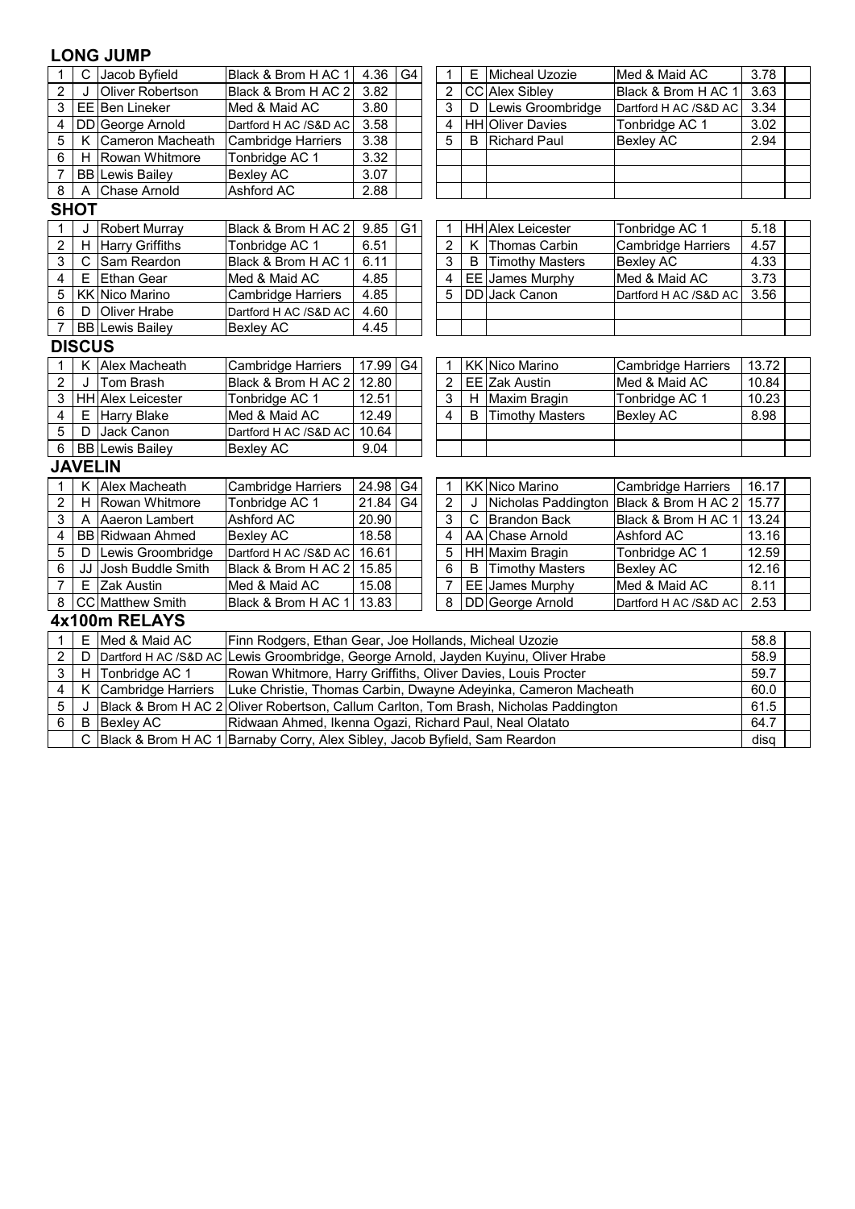## LONG JUMP

| | | | | | | | | | | | |
|---|---|---|---|---|---|---|---|---|---|---|---|
| 1 | C | Jacob Byfield | Black & Brom H AC 1 | 4.36 | G4 | 1 | E | Micheal Uzozie | Med & Maid AC | 3.78 | |
| 2 | J | Oliver Robertson | Black & Brom H AC 2 | 3.82 | | 2 | CC | Alex Sibley | Black & Brom H AC 1 | 3.63 | |
| 3 | EE | Ben Lineker | Med & Maid AC | 3.80 | | 3 | D | Lewis Groombridge | Dartford H AC /S&D AC | 3.34 | |
| 4 | DD | George Arnold | Dartford H AC /S&D AC | 3.58 | | 4 | HH | Oliver Davies | Tonbridge AC 1 | 3.02 | |
| 5 | K | Cameron Macheath | Cambridge Harriers | 3.38 | | 5 | B | Richard Paul | Bexley AC | 2.94 | |
| 6 | H | Rowan Whitmore | Tonbridge AC 1 | 3.32 | | | | | | | |
| 7 | BB | Lewis Bailey | Bexley AC | 3.07 | | | | | | | |
| 8 | A | Chase Arnold | Ashford AC | 2.88 | | | | | | | |

## SHOT

| | | | | | | | | | | | |
|---|---|---|---|---|---|---|---|---|---|---|---|
| 1 | J | Robert Murray | Black & Brom H AC 2 | 9.85 | G1 | 1 | HH | Alex Leicester | Tonbridge AC 1 | 5.18 | |
| 2 | H | Harry Griffiths | Tonbridge AC 1 | 6.51 | | 2 | K | Thomas Carbin | Cambridge Harriers | 4.57 | |
| 3 | C | Sam Reardon | Black & Brom H AC 1 | 6.11 | | 3 | B | Timothy Masters | Bexley AC | 4.33 | |
| 4 | E | Ethan Gear | Med & Maid AC | 4.85 | | 4 | EE | James Murphy | Med & Maid AC | 3.73 | |
| 5 | KK | Nico Marino | Cambridge Harriers | 4.85 | | 5 | DD | Jack Canon | Dartford H AC /S&D AC | 3.56 | |
| 6 | D | Oliver Hrabe | Dartford H AC /S&D AC | 4.60 | | | | | | | |
| 7 | BB | Lewis Bailey | Bexley AC | 4.45 | | | | | | | |

## DISCUS

| | | | | | | | | | | | |
|---|---|---|---|---|---|---|---|---|---|---|---|
| 1 | K | Alex Macheath | Cambridge Harriers | 17.99 | G4 | 1 | KK | Nico Marino | Cambridge Harriers | 13.72 | |
| 2 | J | Tom Brash | Black & Brom H AC 2 | 12.80 | | 2 | EE | Zak Austin | Med & Maid AC | 10.84 | |
| 3 | HH | Alex Leicester | Tonbridge AC 1 | 12.51 | | 3 | H | Maxim Bragin | Tonbridge AC 1 | 10.23 | |
| 4 | E | Harry Blake | Med & Maid AC | 12.49 | | 4 | B | Timothy Masters | Bexley AC | 8.98 | |
| 5 | D | Jack Canon | Dartford H AC /S&D AC | 10.64 | | | | | | | |
| 6 | BB | Lewis Bailey | Bexley AC | 9.04 | | | | | | | |

## JAVELIN

| | | | | | | | | | | | |
|---|---|---|---|---|---|---|---|---|---|---|---|
| 1 | K | Alex Macheath | Cambridge Harriers | 24.98 | G4 | 1 | KK | Nico Marino | Cambridge Harriers | 16.17 | |
| 2 | H | Rowan Whitmore | Tonbridge AC 1 | 21.84 | G4 | 2 | J | Nicholas Paddington | Black & Brom H AC 2 | 15.77 | |
| 3 | A | Aaeron Lambert | Ashford AC | 20.90 | | 3 | C | Brandon Back | Black & Brom H AC 1 | 13.24 | |
| 4 | BB | Ridwaan Ahmed | Bexley AC | 18.58 | | 4 | AA | Chase Arnold | Ashford AC | 13.16 | |
| 5 | D | Lewis Groombridge | Dartford H AC /S&D AC | 16.61 | | 5 | HH | Maxim Bragin | Tonbridge AC 1 | 12.59 | |
| 6 | JJ | Josh Buddle Smith | Black & Brom H AC 2 | 15.85 | | 6 | B | Timothy Masters | Bexley AC | 12.16 | |
| 7 | E | Zak Austin | Med & Maid AC | 15.08 | | 7 | EE | James Murphy | Med & Maid AC | 8.11 | |
| 8 | CC | Matthew Smith | Black & Brom H AC 1 | 13.83 | | 8 | DD | George Arnold | Dartford H AC /S&D AC | 2.53 | |

## 4x100m RELAYS

| | | | | | |
|---|---|---|---|---|---|
| 1 | E | Med & Maid AC | Finn Rodgers, Ethan Gear, Joe Hollands, Micheal Uzozie | 58.8 | |
| 2 | D | Dartford H AC /S&D AC | Lewis Groombridge, George Arnold, Jayden Kuyinu, Oliver Hrabe | 58.9 | |
| 3 | H | Tonbridge AC 1 | Rowan Whitmore, Harry Griffiths, Oliver Davies, Louis Procter | 59.7 | |
| 4 | K | Cambridge Harriers | Luke Christie, Thomas Carbin, Dwayne Adeyinka, Cameron Macheath | 60.0 | |
| 5 | J | Black & Brom H AC 2 | Oliver Robertson, Callum Carlton, Tom Brash, Nicholas Paddington | 61.5 | |
| 6 | B | Bexley AC | Ridwaan Ahmed, Ikenna Ogazi, Richard Paul, Neal Olatato | 64.7 | |
| | C | Black & Brom H AC 1 | Barnaby Corry, Alex Sibley, Jacob Byfield, Sam Reardon | disq | |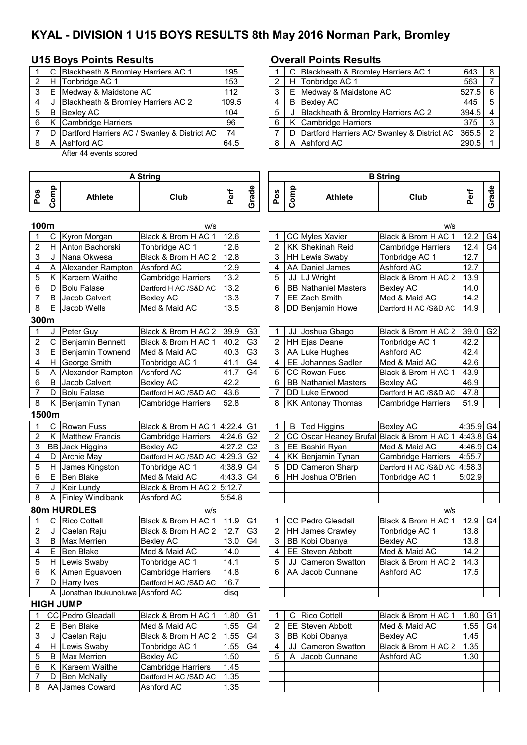# KYAL - DIVISION 1 U15 BOYS RESULTS 8th May 2016 Norman Park, Bromley

## U15 Boys Points Results

| | | | |
|---|---|---|---|
| 1 | C | Blackheath & Bromley Harriers AC 1 | 195 |
| 2 | H | Tonbridge AC 1 | 153 |
| 3 | E | Medway & Maidstone AC | 112 |
| 4 | J | Blackheath & Bromley Harriers AC 2 | 109.5 |
| 5 | B | Bexley AC | 104 |
| 6 | K | Cambridge Harriers | 96 |
| 7 | D | Dartford Harriers AC / Swanley & District AC | 74 |
| 8 | A | Ashford AC | 64.5 |

After 44 events scored

## Overall Points Results

| | | | | |
|---|---|---|---|---|
| 1 | C | Blackheath & Bromley Harriers AC 1 | 643 | 8 |
| 2 | H | Tonbridge AC 1 | 563 | 7 |
| 3 | E | Medway & Maidstone AC | 527.5 | 6 |
| 4 | B | Bexley AC | 445 | 5 |
| 5 | J | Blackheath & Bromley Harriers AC 2 | 394.5 | 4 |
| 6 | K | Cambridge Harriers | 375 | 3 |
| 7 | D | Dartford Harriers AC/ Swanley & District AC | 365.5 | 2 |
| 8 | A | Ashford AC | 290.5 | 1 |

## A String

| Pos | Comp | Athlete | Club | Perf | Grade |
|---|---|---|---|---|---|
| **100m** | | | w/s | | |
| 1 | C | Kyron Morgan | Black & Brom H AC 1 | 12.6 | |
| 2 | H | Anton Bachorski | Tonbridge AC 1 | 12.6 | |
| 3 | J | Nana Okwesa | Black & Brom H AC 2 | 12.8 | |
| 4 | A | Alexander Rampton | Ashford AC | 12.9 | |
| 5 | K | Kareem Waithe | Cambridge Harriers | 13.2 | |
| 6 | D | Bolu Falase | Dartford H AC /S&D AC | 13.2 | |
| 7 | B | Jacob Calvert | Bexley AC | 13.3 | |
| 8 | E | Jacob Wells | Med & Maid AC | 13.5 | |
| **300m** | | | | | |
| 1 | J | Peter Guy | Black & Brom H AC 2 | 39.9 | G3 |
| 2 | C | Benjamin Bennett | Black & Brom H AC 1 | 40.2 | G3 |
| 3 | E | Benjamin Townend | Med & Maid AC | 40.3 | G3 |
| 4 | H | George Smith | Tonbridge AC 1 | 41.1 | G4 |
| 5 | A | Alexander Rampton | Ashford AC | 41.7 | G4 |
| 6 | B | Jacob Calvert | Bexley AC | 42.2 | |
| 7 | D | Bolu Falase | Dartford H AC /S&D AC | 43.6 | |
| 8 | K | Benjamin Tynan | Cambridge Harriers | 52.8 | |
| **1500m** | | | | | |
| 1 | C | Rowan Fuss | Black & Brom H AC 1 | 4:22.4 | G1 |
| 2 | K | Matthew Francis | Cambridge Harriers | 4:24.6 | G2 |
| 3 | BB | Jack Higgins | Bexley AC | 4:27.2 | G2 |
| 4 | D | Archie May | Dartford H AC /S&D AC | 4:29.3 | G2 |
| 5 | H | James Kingston | Tonbridge AC 1 | 4:38.9 | G4 |
| 6 | E | Ben Blake | Med & Maid AC | 4:43.3 | G4 |
| 7 | J | Keir Lundy | Black & Brom H AC 2 | 5:12.7 | |
| 8 | A | Finley Windibank | Ashford AC | 5:54.8 | |
| **80m HURDLES** | | | w/s | | |
| 1 | C | Rico Cottell | Black & Brom H AC 1 | 11.9 | G1 |
| 2 | J | Caelan Raju | Black & Brom H AC 2 | 12.7 | G3 |
| 3 | B | Max Merrien | Bexley AC | 13.0 | G4 |
| 4 | E | Ben Blake | Med & Maid AC | 14.0 | |
| 5 | H | Lewis Swaby | Tonbridge AC 1 | 14.1 | |
| 6 | K | Amen Eguavoen | Cambridge Harriers | 14.8 | |
| 7 | D | Harry Ives | Dartford H AC /S&D AC | 16.7 | |
| | A | Jonathan Ibukunoluwa | Ashford AC | disq | |
| **HIGH JUMP** | | | | | |
| 1 | CC | Pedro Gleadall | Black & Brom H AC 1 | 1.80 | G1 |
| 2 | E | Ben Blake | Med & Maid AC | 1.55 | G4 |
| 3 | J | Caelan Raju | Black & Brom H AC 2 | 1.55 | G4 |
| 4 | H | Lewis Swaby | Tonbridge AC 1 | 1.55 | G4 |
| 5 | B | Max Merrien | Bexley AC | 1.50 | |
| 6 | K | Kareem Waithe | Cambridge Harriers | 1.45 | |
| 7 | D | Ben McNally | Dartford H AC /S&D AC | 1.35 | |
| 8 | AA | James Coward | Ashford AC | 1.35 | |

## B String

| Pos | Comp | Athlete | Club | Perf | Grade |
|---|---|---|---|---|---|
| **100m** | | | w/s | | |
| 1 | CC | Myles Xavier | Black & Brom H AC 1 | 12.2 | G4 |
| 2 | KK | Shekinah Reid | Cambridge Harriers | 12.4 | G4 |
| 3 | HH | Lewis Swaby | Tonbridge AC 1 | 12.7 | |
| 4 | AA | Daniel James | Ashford AC | 12.7 | |
| 5 | JJ | LJ Wright | Black & Brom H AC 2 | 13.9 | |
| 6 | BB | Nathaniel Masters | Bexley AC | 14.0 | |
| 7 | EE | Zach Smith | Med & Maid AC | 14.2 | |
| 8 | DD | Benjamin Howe | Dartford H AC /S&D AC | 14.9 | |
| **300m** | | | | | |
| 1 | JJ | Joshua Gbago | Black & Brom H AC 2 | 39.0 | G2 |
| 2 | HH | Ejas Deane | Tonbridge AC 1 | 42.2 | |
| 3 | AA | Luke Hughes | Ashford AC | 42.4 | |
| 4 | EE | Johannes Sadler | Med & Maid AC | 42.6 | |
| 5 | CC | Rowan Fuss | Black & Brom H AC 1 | 43.9 | |
| 6 | BB | Nathaniel Masters | Bexley AC | 46.9 | |
| 7 | DD | Luke Erwood | Dartford H AC /S&D AC | 47.8 | |
| 8 | KK | Antonay Thomas | Cambridge Harriers | 51.9 | |
| **1500m** | | | | | |
| 1 | B | Ted Higgins | Bexley AC | 4:35.9 | G4 |
| 2 | CC | Oscar Heaney Brufal | Black & Brom H AC 1 | 4:43.8 | G4 |
| 3 | EE | Bashiri Ryan | Med & Maid AC | 4:46.9 | G4 |
| 4 | KK | Benjamin Tynan | Cambridge Harriers | 4:55.7 | |
| 5 | DD | Cameron Sharp | Dartford H AC /S&D AC | 4:58.3 | |
| 6 | HH | Joshua O'Brien | Tonbridge AC 1 | 5:02.9 | |
| **80m HURDLES** | | | w/s | | |
| 1 | CC | Pedro Gleadall | Black & Brom H AC 1 | 12.9 | G4 |
| 2 | HH | James Crawley | Tonbridge AC 1 | 13.8 | |
| 3 | BB | Kobi Obanya | Bexley AC | 13.8 | |
| 4 | EE | Steven Abbott | Med & Maid AC | 14.2 | |
| 5 | JJ | Cameron Swatton | Black & Brom H AC 2 | 14.3 | |
| 6 | AA | Jacob Cunnane | Ashford AC | 17.5 | |
| **HIGH JUMP** | | | | | |
| 1 | C | Rico Cottell | Black & Brom H AC 1 | 1.80 | G1 |
| 2 | EE | Steven Abbott | Med & Maid AC | 1.55 | G4 |
| 3 | BB | Kobi Obanya | Bexley AC | 1.45 | |
| 4 | JJ | Cameron Swatton | Black & Brom H AC 2 | 1.35 | |
| 5 | A | Jacob Cunnane | Ashford AC | 1.30 | |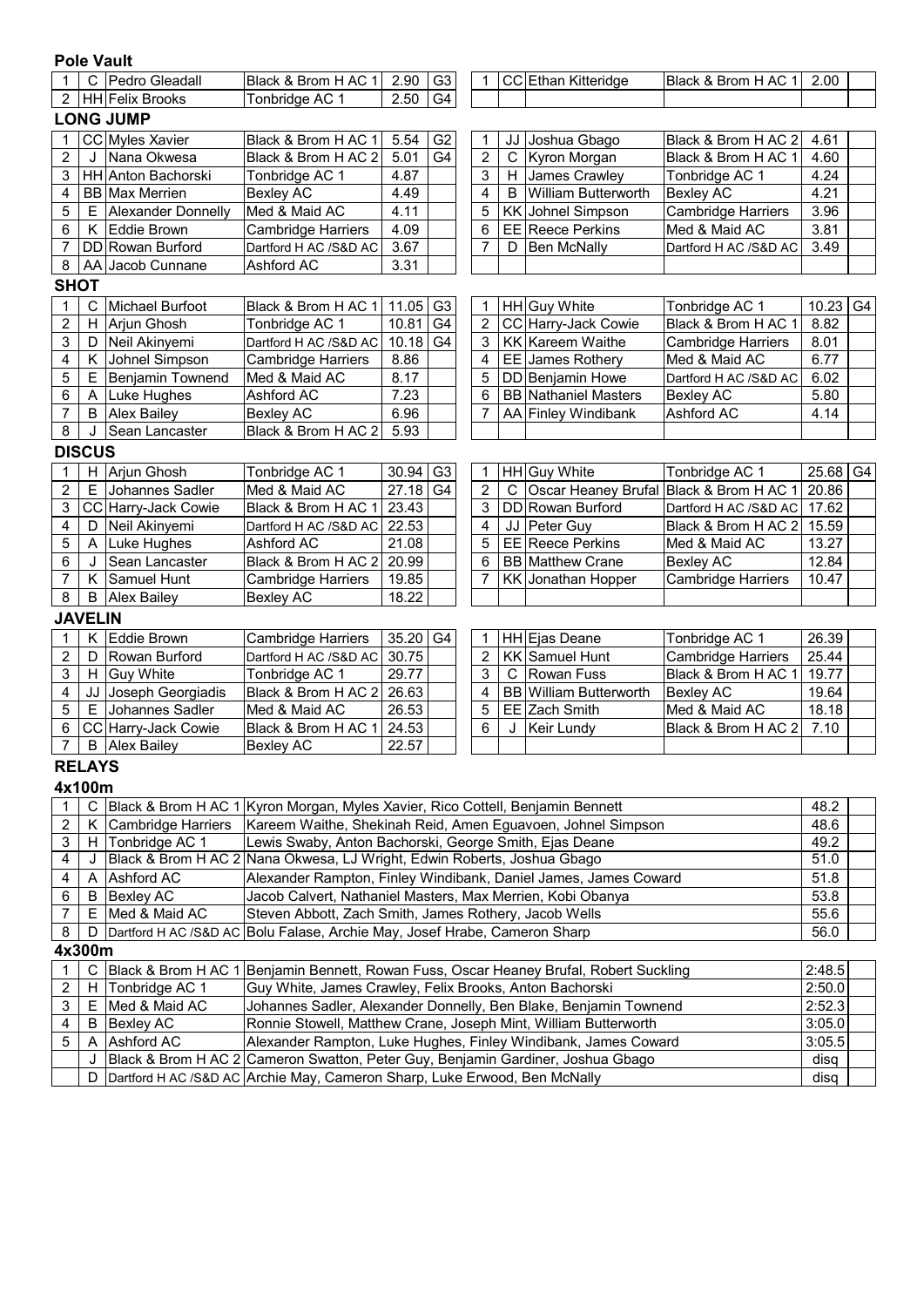**Pole Vault**

| | | | | | | | | | | | |
|---|---|---|---|---|---|---|---|---|---|---|---|
| 1 | C | Pedro Gleadall | Black & Brom H AC 1 | 2.90 | G3 | 1 | CC | Ethan Kitteridge | Black & Brom H AC 1 | 2.00 | |
| 2 | HH | Felix Brooks | Tonbridge AC 1 | 2.50 | G4 | | | | | | |

**LONG JUMP**

| | | | | | | | | | | | |
|---|---|---|---|---|---|---|---|---|---|---|---|
| 1 | CC | Myles Xavier | Black & Brom H AC 1 | 5.54 | G2 | 1 | JJ | Joshua Gbago | Black & Brom H AC 2 | 4.61 | |
| 2 | J | Nana Okwesa | Black & Brom H AC 2 | 5.01 | G4 | 2 | C | Kyron Morgan | Black & Brom H AC 1 | 4.60 | |
| 3 | HH | Anton Bachorski | Tonbridge AC 1 | 4.87 | | 3 | H | James Crawley | Tonbridge AC 1 | 4.24 | |
| 4 | BB | Max Merrien | Bexley AC | 4.49 | | 4 | B | William Butterworth | Bexley AC | 4.21 | |
| 5 | E | Alexander Donnelly | Med & Maid AC | 4.11 | | 5 | KK | Johnel Simpson | Cambridge Harriers | 3.96 | |
| 6 | K | Eddie Brown | Cambridge Harriers | 4.09 | | 6 | EE | Reece Perkins | Med & Maid AC | 3.81 | |
| 7 | DD | Rowan Burford | Dartford H AC /S&D AC | 3.67 | | 7 | D | Ben McNally | Dartford H AC /S&D AC | 3.49 | |
| 8 | AA | Jacob Cunnane | Ashford AC | 3.31 | | | | | | | |

**SHOT**

| | | | | | | | | | | | |
|---|---|---|---|---|---|---|---|---|---|---|---|
| 1 | C | Michael Burfoot | Black & Brom H AC 1 | 11.05 | G3 | 1 | HH | Guy White | Tonbridge AC 1 | 10.23 | G4 |
| 2 | H | Arjun Ghosh | Tonbridge AC 1 | 10.81 | G4 | 2 | CC | Harry-Jack Cowie | Black & Brom H AC 1 | 8.82 | |
| 3 | D | Neil Akinyemi | Dartford H AC /S&D AC | 10.18 | G4 | 3 | KK | Kareem Waithe | Cambridge Harriers | 8.01 | |
| 4 | K | Johnel Simpson | Cambridge Harriers | 8.86 | | 4 | EE | James Rothery | Med & Maid AC | 6.77 | |
| 5 | E | Benjamin Townend | Med & Maid AC | 8.17 | | 5 | DD | Benjamin Howe | Dartford H AC /S&D AC | 6.02 | |
| 6 | A | Luke Hughes | Ashford AC | 7.23 | | 6 | BB | Nathaniel Masters | Bexley AC | 5.80 | |
| 7 | B | Alex Bailey | Bexley AC | 6.96 | | 7 | AA | Finley Windibank | Ashford AC | 4.14 | |
| 8 | J | Sean Lancaster | Black & Brom H AC 2 | 5.93 | | | | | | | |

**DISCUS**

| | | | | | | | | | | | |
|---|---|---|---|---|---|---|---|---|---|---|---|
| 1 | H | Arjun Ghosh | Tonbridge AC 1 | 30.94 | G3 | 1 | HH | Guy White | Tonbridge AC 1 | 25.68 | G4 |
| 2 | E | Johannes Sadler | Med & Maid AC | 27.18 | G4 | 2 | C | Oscar Heaney Brufal | Black & Brom H AC 1 | 20.86 | |
| 3 | CC | Harry-Jack Cowie | Black & Brom H AC 1 | 23.43 | | 3 | DD | Rowan Burford | Dartford H AC /S&D AC | 17.62 | |
| 4 | D | Neil Akinyemi | Dartford H AC /S&D AC | 22.53 | | 4 | JJ | Peter Guy | Black & Brom H AC 2 | 15.59 | |
| 5 | A | Luke Hughes | Ashford AC | 21.08 | | 5 | EE | Reece Perkins | Med & Maid AC | 13.27 | |
| 6 | J | Sean Lancaster | Black & Brom H AC 2 | 20.99 | | 6 | BB | Matthew Crane | Bexley AC | 12.84 | |
| 7 | K | Samuel Hunt | Cambridge Harriers | 19.85 | | 7 | KK | Jonathan Hopper | Cambridge Harriers | 10.47 | |
| 8 | B | Alex Bailey | Bexley AC | 18.22 | | | | | | | |

**JAVELIN**

| | | | | | | | | | | | |
|---|---|---|---|---|---|---|---|---|---|---|---|
| 1 | K | Eddie Brown | Cambridge Harriers | 35.20 | G4 | 1 | HH | Ejas Deane | Tonbridge AC 1 | 26.39 | |
| 2 | D | Rowan Burford | Dartford H AC /S&D AC | 30.75 | | 2 | KK | Samuel Hunt | Cambridge Harriers | 25.44 | |
| 3 | H | Guy White | Tonbridge AC 1 | 29.77 | | 3 | C | Rowan Fuss | Black & Brom H AC 1 | 19.77 | |
| 4 | JJ | Joseph Georgiadis | Black & Brom H AC 2 | 26.63 | | 4 | BB | William Butterworth | Bexley AC | 19.64 | |
| 5 | E | Johannes Sadler | Med & Maid AC | 26.53 | | 5 | EE | Zach Smith | Med & Maid AC | 18.18 | |
| 6 | CC | Harry-Jack Cowie | Black & Brom H AC 1 | 24.53 | | 6 | J | Keir Lundy | Black & Brom H AC 2 | 7.10 | |
| 7 | B | Alex Bailey | Bexley AC | 22.57 | | | | | | | |

**RELAYS**

**4x100m**

| | | | | | |
|---|---|---|---|---|---|
| 1 | C | Black & Brom H AC 1 | Kyron Morgan, Myles Xavier, Rico Cottell, Benjamin Bennett | 48.2 | |
| 2 | K | Cambridge Harriers | Kareem Waithe, Shekinah Reid, Amen Eguavoen, Johnel Simpson | 48.6 | |
| 3 | H | Tonbridge AC 1 | Lewis Swaby, Anton Bachorski, George Smith, Ejas Deane | 49.2 | |
| 4 | J | Black & Brom H AC 2 | Nana Okwesa, LJ Wright, Edwin Roberts, Joshua Gbago | 51.0 | |
| 4 | A | Ashford AC | Alexander Rampton, Finley Windibank, Daniel James, James Coward | 51.8 | |
| 6 | B | Bexley AC | Jacob Calvert, Nathaniel Masters, Max Merrien, Kobi Obanya | 53.8 | |
| 7 | E | Med & Maid AC | Steven Abbott, Zach Smith, James Rothery, Jacob Wells | 55.6 | |
| 8 | D | Dartford H AC /S&D AC | Bolu Falase, Archie May, Josef Hrabe, Cameron Sharp | 56.0 | |

**4x300m**

| | | | | | |
|---|---|---|---|---|---|
| 1 | C | Black & Brom H AC 1 | Benjamin Bennett, Rowan Fuss, Oscar Heaney Brufal, Robert Suckling | 2:48.5 | |
| 2 | H | Tonbridge AC 1 | Guy White, James Crawley, Felix Brooks, Anton Bachorski | 2:50.0 | |
| 3 | E | Med & Maid AC | Johannes Sadler, Alexander Donnelly, Ben Blake, Benjamin Townend | 2:52.3 | |
| 4 | B | Bexley AC | Ronnie Stowell, Matthew Crane, Joseph Mint, William Butterworth | 3:05.0 | |
| 5 | A | Ashford AC | Alexander Rampton, Luke Hughes, Finley Windibank, James Coward | 3:05.5 | |
| | J | Black & Brom H AC 2 | Cameron Swatton, Peter Guy, Benjamin Gardiner, Joshua Gbago | disq | |
| | D | Dartford H AC /S&D AC | Archie May, Cameron Sharp, Luke Erwood, Ben McNally | disq | |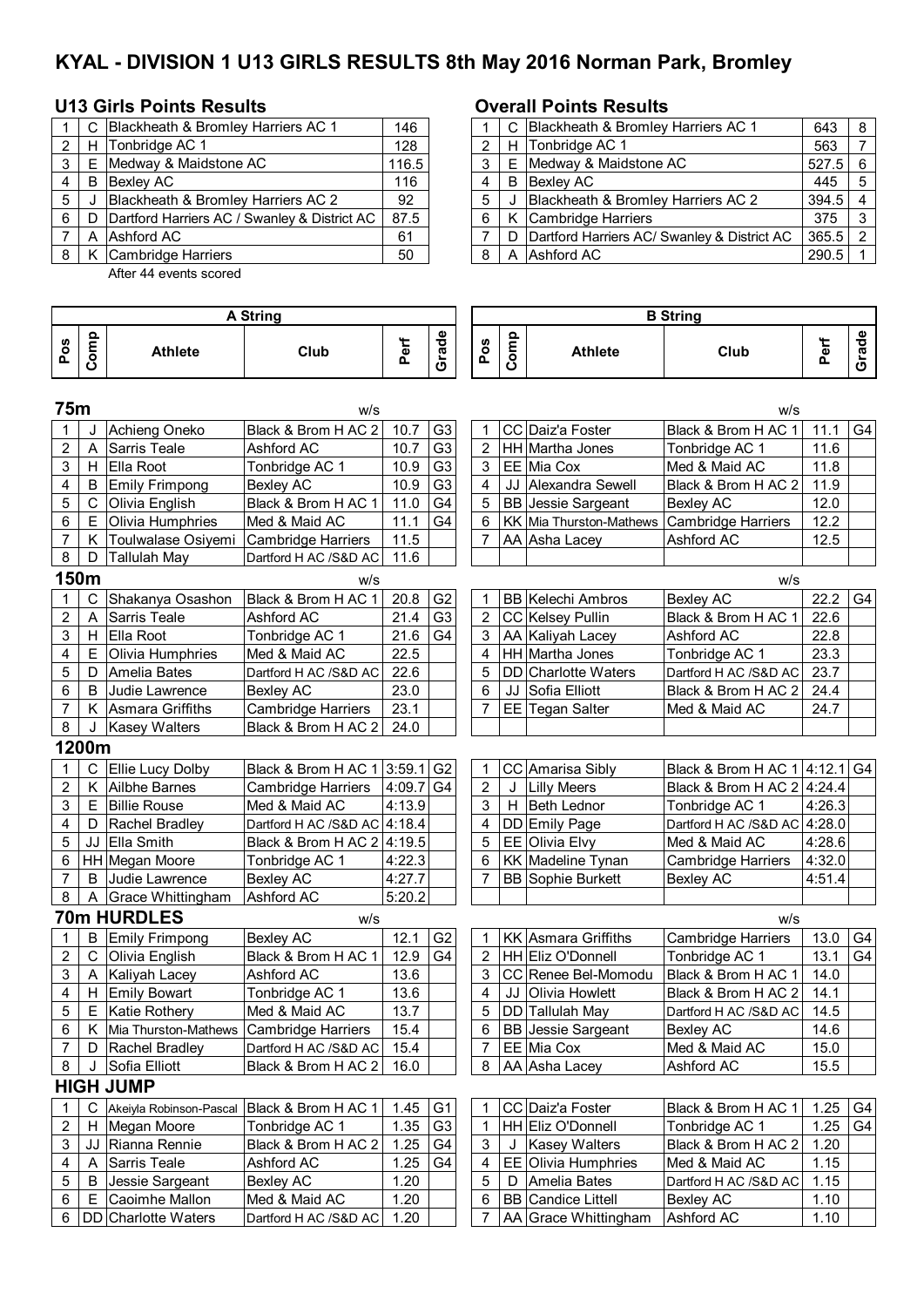# KYAL - DIVISION 1 U13 GIRLS RESULTS 8th May 2016 Norman Park, Bromley

## U13 Girls Points Results

| | | | |
|---|---|---|---|
| 1 | C | Blackheath & Bromley Harriers AC 1 | 146 |
| 2 | H | Tonbridge AC 1 | 128 |
| 3 | E | Medway & Maidstone AC | 116.5 |
| 4 | B | Bexley AC | 116 |
| 5 | J | Blackheath & Bromley Harriers AC 2 | 92 |
| 6 | D | Dartford Harriers AC / Swanley & District AC | 87.5 |
| 7 | A | Ashford AC | 61 |
| 8 | K | Cambridge Harriers | 50 |

After 44 events scored

## Overall Points Results

| | | | | |
|---|---|---|---|---|
| 1 | C | Blackheath & Bromley Harriers AC 1 | 643 | 8 |
| 2 | H | Tonbridge AC 1 | 563 | 7 |
| 3 | E | Medway & Maidstone AC | 527.5 | 6 |
| 4 | B | Bexley AC | 445 | 5 |
| 5 | J | Blackheath & Bromley Harriers AC 2 | 394.5 | 4 |
| 6 | K | Cambridge Harriers | 375 | 3 |
| 7 | D | Dartford Harriers AC/ Swanley & District AC | 365.5 | 2 |
| 8 | A | Ashford AC | 290.5 | 1 |

## A String

### 75m (w/s)

| Pos | Comp | Athlete | Club | Perf | Grade |
|---|---|---|---|---|---|
| 1 | J | Achieng Oneko | Black & Brom H AC 2 | 10.7 | G3 |
| 2 | A | Sarris Teale | Ashford AC | 10.7 | G3 |
| 3 | H | Ella Root | Tonbridge AC 1 | 10.9 | G3 |
| 4 | B | Emily Frimpong | Bexley AC | 10.9 | G3 |
| 5 | C | Olivia English | Black & Brom H AC 1 | 11.0 | G4 |
| 6 | E | Olivia Humphries | Med & Maid AC | 11.1 | G4 |
| 7 | K | Toulwalase Osiyemi | Cambridge Harriers | 11.5 | |
| 8 | D | Tallulah May | Dartford H AC /S&D AC | 11.6 | |

### 150m (w/s)

| Pos | Comp | Athlete | Club | Perf | Grade |
|---|---|---|---|---|---|
| 1 | C | Shakanya Osashon | Black & Brom H AC 1 | 20.8 | G2 |
| 2 | A | Sarris Teale | Ashford AC | 21.4 | G3 |
| 3 | H | Ella Root | Tonbridge AC 1 | 21.6 | G4 |
| 4 | E | Olivia Humphries | Med & Maid AC | 22.5 | |
| 5 | D | Amelia Bates | Dartford H AC /S&D AC | 22.6 | |
| 6 | B | Judie Lawrence | Bexley AC | 23.0 | |
| 7 | K | Asmara Griffiths | Cambridge Harriers | 23.1 | |
| 8 | J | Kasey Walters | Black & Brom H AC 2 | 24.0 | |

### 1200m

| Pos | Comp | Athlete | Club | Perf | Grade |
|---|---|---|---|---|---|
| 1 | C | Ellie Lucy Dolby | Black & Brom H AC 1 | 3:59.1 | G2 |
| 2 | K | Ailbhe Barnes | Cambridge Harriers | 4:09.7 | G4 |
| 3 | E | Billie Rouse | Med & Maid AC | 4:13.9 | |
| 4 | D | Rachel Bradley | Dartford H AC /S&D AC | 4:18.4 | |
| 5 | JJ | Ella Smith | Black & Brom H AC 2 | 4:19.5 | |
| 6 | HH | Megan Moore | Tonbridge AC 1 | 4:22.3 | |
| 7 | B | Judie Lawrence | Bexley AC | 4:27.7 | |
| 8 | A | Grace Whittingham | Ashford AC | 5:20.2 | |

### 70m HURDLES (w/s)

| Pos | Comp | Athlete | Club | Perf | Grade |
|---|---|---|---|---|---|
| 1 | B | Emily Frimpong | Bexley AC | 12.1 | G2 |
| 2 | C | Olivia English | Black & Brom H AC 1 | 12.9 | G4 |
| 3 | A | Kaliyah Lacey | Ashford AC | 13.6 | |
| 4 | H | Emily Bowart | Tonbridge AC 1 | 13.6 | |
| 5 | E | Katie Rothery | Med & Maid AC | 13.7 | |
| 6 | K | Mia Thurston-Mathews | Cambridge Harriers | 15.4 | |
| 7 | D | Rachel Bradley | Dartford H AC /S&D AC | 15.4 | |
| 8 | J | Sofia Elliott | Black & Brom H AC 2 | 16.0 | |

### HIGH JUMP

| Pos | Comp | Athlete | Club | Perf | Grade |
|---|---|---|---|---|---|
| 1 | C | Akeiyla Robinson-Pascal | Black & Brom H AC 1 | 1.45 | G1 |
| 2 | H | Megan Moore | Tonbridge AC 1 | 1.35 | G3 |
| 3 | JJ | Rianna Rennie | Black & Brom H AC 2 | 1.25 | G4 |
| 4 | A | Sarris Teale | Ashford AC | 1.25 | G4 |
| 5 | B | Jessie Sargeant | Bexley AC | 1.20 | |
| 6 | E | Caoimhe Mallon | Med & Maid AC | 1.20 | |
| 6 | DD | Charlotte Waters | Dartford H AC /S&D AC | 1.20 | |

## B String

### 75m (w/s)

| Pos | Comp | Athlete | Club | Perf | Grade |
|---|---|---|---|---|---|
| 1 | CC | Daiz'a Foster | Black & Brom H AC 1 | 11.1 | G4 |
| 2 | HH | Martha Jones | Tonbridge AC 1 | 11.6 | |
| 3 | EE | Mia Cox | Med & Maid AC | 11.8 | |
| 4 | JJ | Alexandra Sewell | Black & Brom H AC 2 | 11.9 | |
| 5 | BB | Jessie Sargeant | Bexley AC | 12.0 | |
| 6 | KK | Mia Thurston-Mathews | Cambridge Harriers | 12.2 | |
| 7 | AA | Asha Lacey | Ashford AC | 12.5 | |

### 150m (w/s)

| Pos | Comp | Athlete | Club | Perf | Grade |
|---|---|---|---|---|---|
| 1 | BB | Kelechi Ambros | Bexley AC | 22.2 | G4 |
| 2 | CC | Kelsey Pullin | Black & Brom H AC 1 | 22.6 | |
| 3 | AA | Kaliyah Lacey | Ashford AC | 22.8 | |
| 4 | HH | Martha Jones | Tonbridge AC 1 | 23.3 | |
| 5 | DD | Charlotte Waters | Dartford H AC /S&D AC | 23.7 | |
| 6 | JJ | Sofia Elliott | Black & Brom H AC 2 | 24.4 | |
| 7 | EE | Tegan Salter | Med & Maid AC | 24.7 | |

### 1200m

| Pos | Comp | Athlete | Club | Perf | Grade |
|---|---|---|---|---|---|
| 1 | CC | Amarisa Sibly | Black & Brom H AC 1 | 4:12.1 | G4 |
| 2 | J | Lilly Meers | Black & Brom H AC 2 | 4:24.4 | |
| 3 | H | Beth Lednor | Tonbridge AC 1 | 4:26.3 | |
| 4 | DD | Emily Page | Dartford H AC /S&D AC | 4:28.0 | |
| 5 | EE | Olivia Elvy | Med & Maid AC | 4:28.6 | |
| 6 | KK | Madeline Tynan | Cambridge Harriers | 4:32.0 | |
| 7 | BB | Sophie Burkett | Bexley AC | 4:51.4 | |

### 70m HURDLES (w/s)

| Pos | Comp | Athlete | Club | Perf | Grade |
|---|---|---|---|---|---|
| 1 | KK | Asmara Griffiths | Cambridge Harriers | 13.0 | G4 |
| 2 | HH | Eliz O'Donnell | Tonbridge AC 1 | 13.1 | G4 |
| 3 | CC | Renee Bel-Momodu | Black & Brom H AC 1 | 14.0 | |
| 4 | JJ | Olivia Howlett | Black & Brom H AC 2 | 14.1 | |
| 5 | DD | Tallulah May | Dartford H AC /S&D AC | 14.5 | |
| 6 | BB | Jessie Sargeant | Bexley AC | 14.6 | |
| 7 | EE | Mia Cox | Med & Maid AC | 15.0 | |
| 8 | AA | Asha Lacey | Ashford AC | 15.5 | |

### HIGH JUMP

| Pos | Comp | Athlete | Club | Perf | Grade |
|---|---|---|---|---|---|
| 1 | CC | Daiz'a Foster | Black & Brom H AC 1 | 1.25 | G4 |
| 1 | HH | Eliz O'Donnell | Tonbridge AC 1 | 1.25 | G4 |
| 3 | J | Kasey Walters | Black & Brom H AC 2 | 1.20 | |
| 4 | EE | Olivia Humphries | Med & Maid AC | 1.15 | |
| 5 | D | Amelia Bates | Dartford H AC /S&D AC | 1.15 | |
| 6 | BB | Candice Littell | Bexley AC | 1.10 | |
| 7 | AA | Grace Whittingham | Ashford AC | 1.10 | |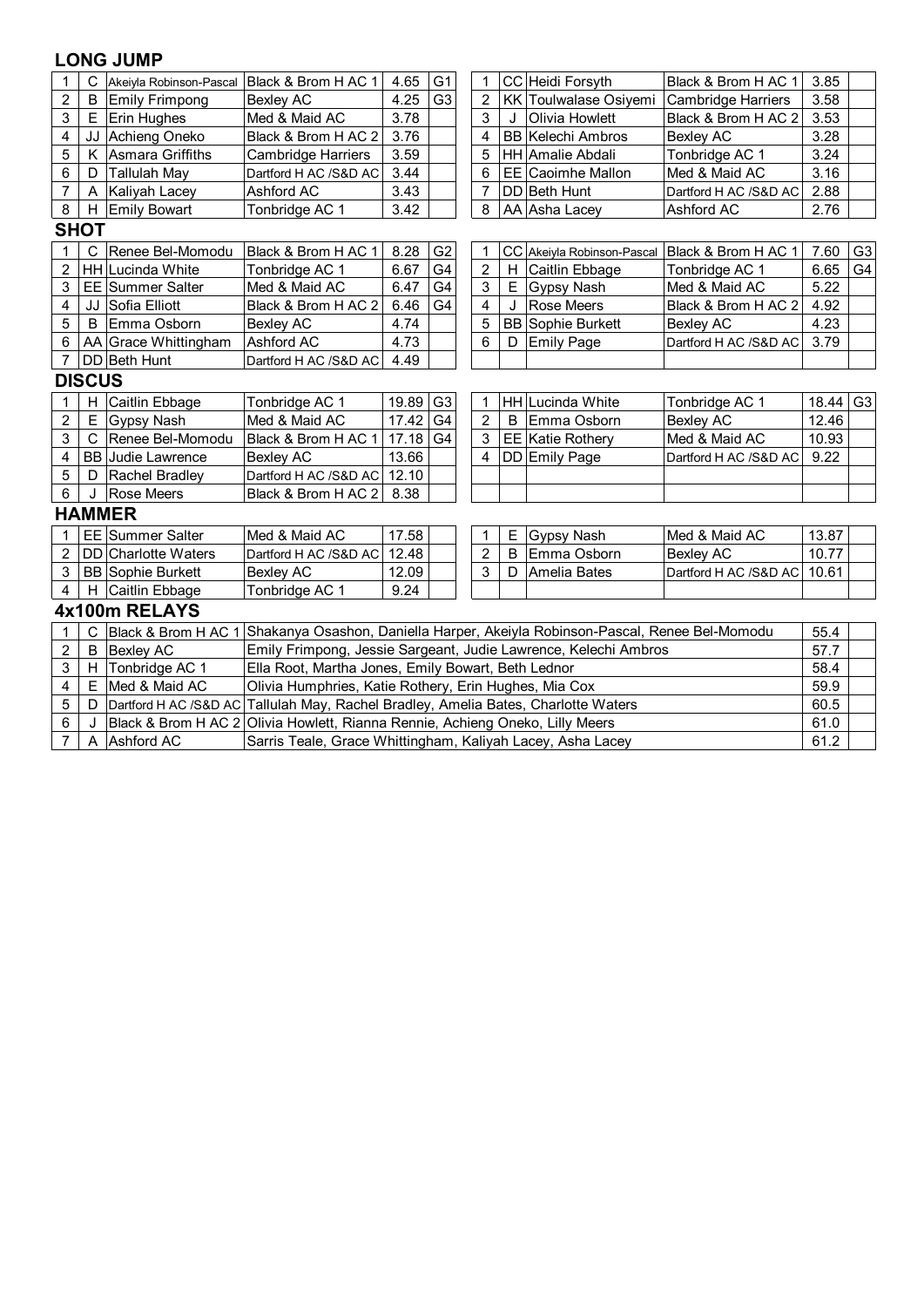## LONG JUMP

| Pos | Bib | Name | Club | Perf | Grade |
|---|---|---|---|---|---|
| 1 | C | Akeiyla Robinson-Pascal | Black & Brom H AC 1 | 4.65 | G1 |
| 2 | B | Emily Frimpong | Bexley AC | 4.25 | G3 |
| 3 | E | Erin Hughes | Med & Maid AC | 3.78 | |
| 4 | JJ | Achieng Oneko | Black & Brom H AC 2 | 3.76 | |
| 5 | K | Asmara Griffiths | Cambridge Harriers | 3.59 | |
| 6 | D | Tallulah May | Dartford H AC /S&D AC | 3.44 | |
| 7 | A | Kaliyah Lacey | Ashford AC | 3.43 | |
| 8 | H | Emily Bowart | Tonbridge AC 1 | 3.42 | |

| Pos | Bib | Name | Club | Perf | Grade |
|---|---|---|---|---|---|
| 1 | CC | Heidi Forsyth | Black & Brom H AC 1 | 3.85 | |
| 2 | KK | Toulwalase Osiyemi | Cambridge Harriers | 3.58 | |
| 3 | J | Olivia Howlett | Black & Brom H AC 2 | 3.53 | |
| 4 | BB | Kelechi Ambros | Bexley AC | 3.28 | |
| 5 | HH | Amalie Abdali | Tonbridge AC 1 | 3.24 | |
| 6 | EE | Caoimhe Mallon | Med & Maid AC | 3.16 | |
| 7 | DD | Beth Hunt | Dartford H AC /S&D AC | 2.88 | |
| 8 | AA | Asha Lacey | Ashford AC | 2.76 | |

## SHOT

| Pos | Bib | Name | Club | Perf | Grade |
|---|---|---|---|---|---|
| 1 | C | Renee Bel-Momodu | Black & Brom H AC 1 | 8.28 | G2 |
| 2 | HH | Lucinda White | Tonbridge AC 1 | 6.67 | G4 |
| 3 | EE | Summer Salter | Med & Maid AC | 6.47 | G4 |
| 4 | JJ | Sofia Elliott | Black & Brom H AC 2 | 6.46 | G4 |
| 5 | B | Emma Osborn | Bexley AC | 4.74 | |
| 6 | AA | Grace Whittingham | Ashford AC | 4.73 | |
| 7 | DD | Beth Hunt | Dartford H AC /S&D AC | 4.49 | |

| Pos | Bib | Name | Club | Perf | Grade |
|---|---|---|---|---|---|
| 1 | CC | Akeiyla Robinson-Pascal | Black & Brom H AC 1 | 7.60 | G3 |
| 2 | H | Caitlin Ebbage | Tonbridge AC 1 | 6.65 | G4 |
| 3 | E | Gypsy Nash | Med & Maid AC | 5.22 | |
| 4 | J | Rose Meers | Black & Brom H AC 2 | 4.92 | |
| 5 | BB | Sophie Burkett | Bexley AC | 4.23 | |
| 6 | D | Emily Page | Dartford H AC /S&D AC | 3.79 | |

## DISCUS

| Pos | Bib | Name | Club | Perf | Grade |
|---|---|---|---|---|---|
| 1 | H | Caitlin Ebbage | Tonbridge AC 1 | 19.89 | G3 |
| 2 | E | Gypsy Nash | Med & Maid AC | 17.42 | G4 |
| 3 | C | Renee Bel-Momodu | Black & Brom H AC 1 | 17.18 | G4 |
| 4 | BB | Judie Lawrence | Bexley AC | 13.66 | |
| 5 | D | Rachel Bradley | Dartford H AC /S&D AC | 12.10 | |
| 6 | J | Rose Meers | Black & Brom H AC 2 | 8.38 | |

| Pos | Bib | Name | Club | Perf | Grade |
|---|---|---|---|---|---|
| 1 | HH | Lucinda White | Tonbridge AC 1 | 18.44 | G3 |
| 2 | B | Emma Osborn | Bexley AC | 12.46 | |
| 3 | EE | Katie Rothery | Med & Maid AC | 10.93 | |
| 4 | DD | Emily Page | Dartford H AC /S&D AC | 9.22 | |

## HAMMER

| Pos | Bib | Name | Club | Perf | Grade |
|---|---|---|---|---|---|
| 1 | EE | Summer Salter | Med & Maid AC | 17.58 | |
| 2 | DD | Charlotte Waters | Dartford H AC /S&D AC | 12.48 | |
| 3 | BB | Sophie Burkett | Bexley AC | 12.09 | |
| 4 | H | Caitlin Ebbage | Tonbridge AC 1 | 9.24 | |

| Pos | Bib | Name | Club | Perf | Grade |
|---|---|---|---|---|---|
| 1 | E | Gypsy Nash | Med & Maid AC | 13.87 | |
| 2 | B | Emma Osborn | Bexley AC | 10.77 | |
| 3 | D | Amelia Bates | Dartford H AC /S&D AC | 10.61 | |

## 4x100m RELAYS

| Pos | Bib | Club | Team | Time | Grade |
|---|---|---|---|---|---|
| 1 | C | Black & Brom H AC 1 | Shakanya Osashon, Daniella Harper, Akeiyla Robinson-Pascal, Renee Bel-Momodu | 55.4 | |
| 2 | B | Bexley AC | Emily Frimpong, Jessie Sargeant, Judie Lawrence, Kelechi Ambros | 57.7 | |
| 3 | H | Tonbridge AC 1 | Ella Root, Martha Jones, Emily Bowart, Beth Lednor | 58.4 | |
| 4 | E | Med & Maid AC | Olivia Humphries, Katie Rothery, Erin Hughes, Mia Cox | 59.9 | |
| 5 | D | Dartford H AC /S&D AC | Tallulah May, Rachel Bradley, Amelia Bates, Charlotte Waters | 60.5 | |
| 6 | J | Black & Brom H AC 2 | Olivia Howlett, Rianna Rennie, Achieng Oneko, Lilly Meers | 61.0 | |
| 7 | A | Ashford AC | Sarris Teale, Grace Whittingham, Kaliyah Lacey, Asha Lacey | 61.2 | |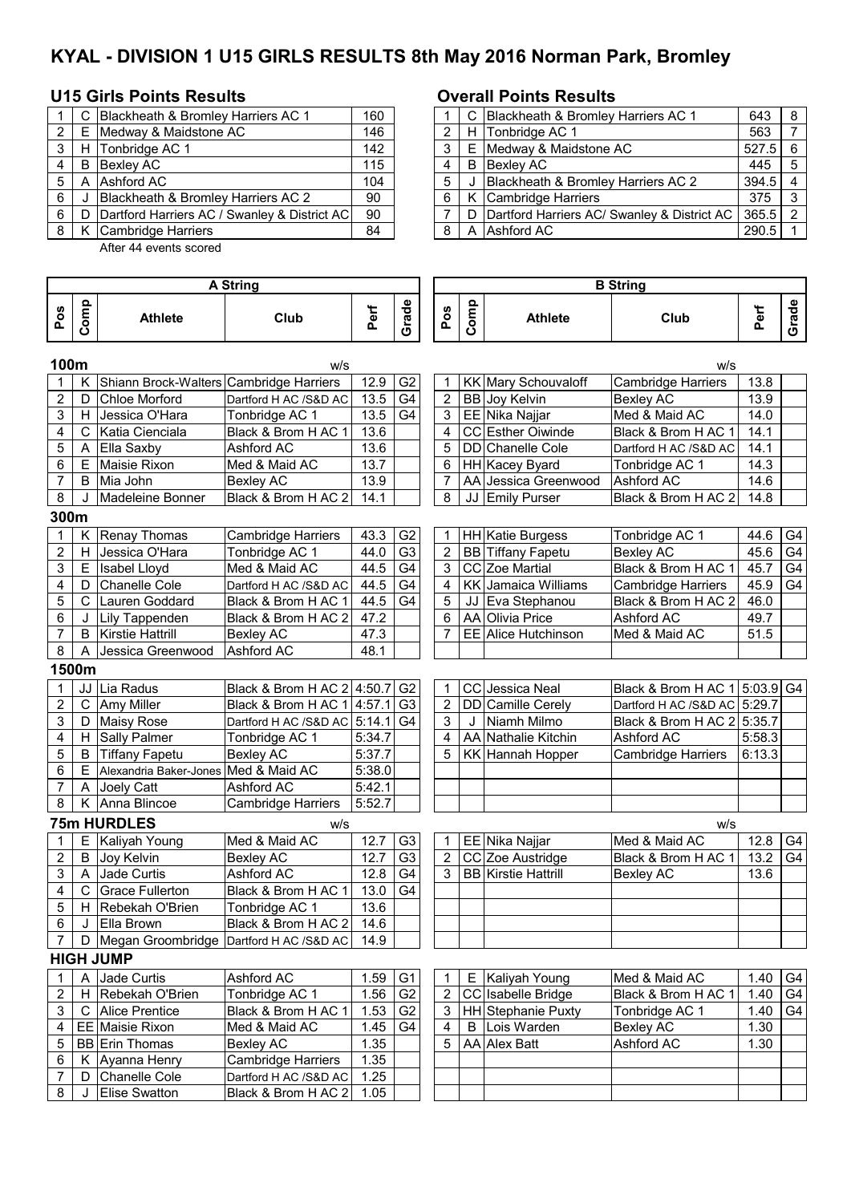# KYAL - DIVISION 1 U15 GIRLS RESULTS 8th May 2016 Norman Park, Bromley

## U15 Girls Points Results

| | | | |
|---|---|---|---|
| 1 | C | Blackheath & Bromley Harriers AC 1 | 160 |
| 2 | E | Medway & Maidstone AC | 146 |
| 3 | H | Tonbridge AC 1 | 142 |
| 4 | B | Bexley AC | 115 |
| 5 | A | Ashford AC | 104 |
| 6 | J | Blackheath & Bromley Harriers AC 2 | 90 |
| 6 | D | Dartford Harriers AC / Swanley & District AC | 90 |
| 8 | K | Cambridge Harriers | 84 |

After 44 events scored

## Overall Points Results

| | | | | |
|---|---|---|---|---|
| 1 | C | Blackheath & Bromley Harriers AC 1 | 643 | 8 |
| 2 | H | Tonbridge AC 1 | 563 | 7 |
| 3 | E | Medway & Maidstone AC | 527.5 | 6 |
| 4 | B | Bexley AC | 445 | 5 |
| 5 | J | Blackheath & Bromley Harriers AC 2 | 394.5 | 4 |
| 6 | K | Cambridge Harriers | 375 | 3 |
| 7 | D | Dartford Harriers AC/ Swanley & District AC | 365.5 | 2 |
| 8 | A | Ashford AC | 290.5 | 1 |

## A String

### 100m (w/s)

| Pos | Comp | Athlete | Club | Perf | Grade |
|---|---|---|---|---|---|
| 1 | K | Shiann Brock-Walters | Cambridge Harriers | 12.9 | G2 |
| 2 | D | Chloe Morford | Dartford H AC /S&D AC | 13.5 | G4 |
| 3 | H | Jessica O'Hara | Tonbridge AC 1 | 13.5 | G4 |
| 4 | C | Katia Cienciala | Black & Brom H AC 1 | 13.6 | |
| 5 | A | Ella Saxby | Ashford AC | 13.6 | |
| 6 | E | Maisie Rixon | Med & Maid AC | 13.7 | |
| 7 | B | Mia John | Bexley AC | 13.9 | |
| 8 | J | Madeleine Bonner | Black & Brom H AC 2 | 14.1 | |

### 300m

| Pos | Comp | Athlete | Club | Perf | Grade |
|---|---|---|---|---|---|
| 1 | K | Renay Thomas | Cambridge Harriers | 43.3 | G2 |
| 2 | H | Jessica O'Hara | Tonbridge AC 1 | 44.0 | G3 |
| 3 | E | Isabel Lloyd | Med & Maid AC | 44.5 | G4 |
| 4 | D | Chanelle Cole | Dartford H AC /S&D AC | 44.5 | G4 |
| 5 | C | Lauren Goddard | Black & Brom H AC 1 | 44.5 | G4 |
| 6 | J | Lily Tappenden | Black & Brom H AC 2 | 47.2 | |
| 7 | B | Kirstie Hattrill | Bexley AC | 47.3 | |
| 8 | A | Jessica Greenwood | Ashford AC | 48.1 | |

### 1500m

| Pos | Comp | Athlete | Club | Perf | Grade |
|---|---|---|---|---|---|
| 1 | JJ | Lia Radus | Black & Brom H AC 2 | 4:50.7 | G2 |
| 2 | C | Amy Miller | Black & Brom H AC 1 | 4:57.1 | G3 |
| 3 | D | Maisy Rose | Dartford H AC /S&D AC | 5:14.1 | G4 |
| 4 | H | Sally Palmer | Tonbridge AC 1 | 5:34.7 | |
| 5 | B | Tiffany Fapetu | Bexley AC | 5:37.7 | |
| 6 | E | Alexandria Baker-Jones | Med & Maid AC | 5:38.0 | |
| 7 | A | Joely Catt | Ashford AC | 5:42.1 | |
| 8 | K | Anna Blincoe | Cambridge Harriers | 5:52.7 | |

### 75m HURDLES (w/s)

| Pos | Comp | Athlete | Club | Perf | Grade |
|---|---|---|---|---|---|
| 1 | E | Kaliyah Young | Med & Maid AC | 12.7 | G3 |
| 2 | B | Joy Kelvin | Bexley AC | 12.7 | G3 |
| 3 | A | Jade Curtis | Ashford AC | 12.8 | G4 |
| 4 | C | Grace Fullerton | Black & Brom H AC 1 | 13.0 | G4 |
| 5 | H | Rebekah O'Brien | Tonbridge AC 1 | 13.6 | |
| 6 | J | Ella Brown | Black & Brom H AC 2 | 14.6 | |
| 7 | D | Megan Groombridge | Dartford H AC /S&D AC | 14.9 | |

### HIGH JUMP

| Pos | Comp | Athlete | Club | Perf | Grade |
|---|---|---|---|---|---|
| 1 | A | Jade Curtis | Ashford AC | 1.59 | G1 |
| 2 | H | Rebekah O'Brien | Tonbridge AC 1 | 1.56 | G2 |
| 3 | C | Alice Prentice | Black & Brom H AC 1 | 1.53 | G2 |
| 4 | EE | Maisie Rixon | Med & Maid AC | 1.45 | G4 |
| 5 | BB | Erin Thomas | Bexley AC | 1.35 | |
| 6 | K | Ayanna Henry | Cambridge Harriers | 1.35 | |
| 7 | D | Chanelle Cole | Dartford H AC /S&D AC | 1.25 | |
| 8 | J | Elise Swatton | Black & Brom H AC 2 | 1.05 | |

## B String

### 100m (w/s)

| Pos | Comp | Athlete | Club | Perf | Grade |
|---|---|---|---|---|---|
| 1 | KK | Mary Schouvaloff | Cambridge Harriers | 13.8 | |
| 2 | BB | Joy Kelvin | Bexley AC | 13.9 | |
| 3 | EE | Nika Najjar | Med & Maid AC | 14.0 | |
| 4 | CC | Esther Oiwinde | Black & Brom H AC 1 | 14.1 | |
| 5 | DD | Chanelle Cole | Dartford H AC /S&D AC | 14.1 | |
| 6 | HH | Kacey Byard | Tonbridge AC 1 | 14.3 | |
| 7 | AA | Jessica Greenwood | Ashford AC | 14.6 | |
| 8 | JJ | Emily Purser | Black & Brom H AC 2 | 14.8 | |

### 300m

| Pos | Comp | Athlete | Club | Perf | Grade |
|---|---|---|---|---|---|
| 1 | HH | Katie Burgess | Tonbridge AC 1 | 44.6 | G4 |
| 2 | BB | Tiffany Fapetu | Bexley AC | 45.6 | G4 |
| 3 | CC | Zoe Martial | Black & Brom H AC 1 | 45.7 | G4 |
| 4 | KK | Jamaica Williams | Cambridge Harriers | 45.9 | G4 |
| 5 | JJ | Eva Stephanou | Black & Brom H AC 2 | 46.0 | |
| 6 | AA | Olivia Price | Ashford AC | 49.7 | |
| 7 | EE | Alice Hutchinson | Med & Maid AC | 51.5 | |

### 1500m

| Pos | Comp | Athlete | Club | Perf | Grade |
|---|---|---|---|---|---|
| 1 | CC | Jessica Neal | Black & Brom H AC 1 | 5:03.9 | G4 |
| 2 | DD | Camille Cerely | Dartford H AC /S&D AC | 5:29.7 | |
| 3 | J | Niamh Milmo | Black & Brom H AC 2 | 5:35.7 | |
| 4 | AA | Nathalie Kitchin | Ashford AC | 5:58.3 | |
| 5 | KK | Hannah Hopper | Cambridge Harriers | 6:13.3 | |

### 75m HURDLES (w/s)

| Pos | Comp | Athlete | Club | Perf | Grade |
|---|---|---|---|---|---|
| 1 | EE | Nika Najjar | Med & Maid AC | 12.8 | G4 |
| 2 | CC | Zoe Austridge | Black & Brom H AC 1 | 13.2 | G4 |
| 3 | BB | Kirstie Hattrill | Bexley AC | 13.6 | |

### HIGH JUMP

| Pos | Comp | Athlete | Club | Perf | Grade |
|---|---|---|---|---|---|
| 1 | E | Kaliyah Young | Med & Maid AC | 1.40 | G4 |
| 2 | CC | Isabelle Bridge | Black & Brom H AC 1 | 1.40 | G4 |
| 3 | HH | Stephanie Puxty | Tonbridge AC 1 | 1.40 | G4 |
| 4 | B | Lois Warden | Bexley AC | 1.30 | |
| 5 | AA | Alex Batt | Ashford AC | 1.30 | |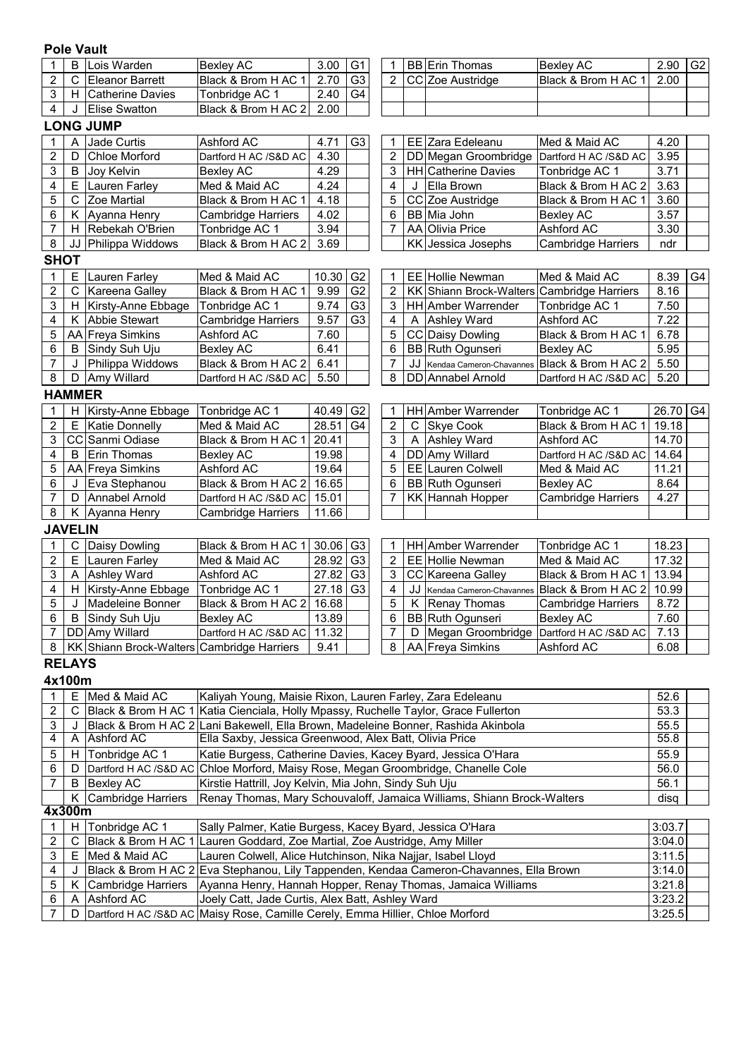## Pole Vault

| | | | | | | | | | | | |
|---|---|---|---|---|---|---|---|---|---|---|---|
| 1 | B | Lois Warden | Bexley AC | 3.00 | G1 | 1 | BB | Erin Thomas | Bexley AC | 2.90 | G2 |
| 2 | C | Eleanor Barrett | Black & Brom H AC 1 | 2.70 | G3 | 2 | CC | Zoe Austridge | Black & Brom H AC 1 | 2.00 | |
| 3 | H | Catherine Davies | Tonbridge AC 1 | 2.40 | G4 | | | | | | |
| 4 | J | Elise Swatton | Black & Brom H AC 2 | 2.00 | | | | | | | |

## LONG JUMP

| | | | | | | | | | | | |
|---|---|---|---|---|---|---|---|---|---|---|---|
| 1 | A | Jade Curtis | Ashford AC | 4.71 | G3 | 1 | EE | Zara Edeleanu | Med & Maid AC | 4.20 | |
| 2 | D | Chloe Morford | Dartford H AC /S&D AC | 4.30 | | 2 | DD | Megan Groombridge | Dartford H AC /S&D AC | 3.95 | |
| 3 | B | Joy Kelvin | Bexley AC | 4.29 | | 3 | HH | Catherine Davies | Tonbridge AC 1 | 3.71 | |
| 4 | E | Lauren Farley | Med & Maid AC | 4.24 | | 4 | J | Ella Brown | Black & Brom H AC 2 | 3.63 | |
| 5 | C | Zoe Martial | Black & Brom H AC 1 | 4.18 | | 5 | CC | Zoe Austridge | Black & Brom H AC 1 | 3.60 | |
| 6 | K | Ayanna Henry | Cambridge Harriers | 4.02 | | 6 | BB | Mia John | Bexley AC | 3.57 | |
| 7 | H | Rebekah O'Brien | Tonbridge AC 1 | 3.94 | | 7 | AA | Olivia Price | Ashford AC | 3.30 | |
| 8 | JJ | Philippa Widdows | Black & Brom H AC 2 | 3.69 | | | KK | Jessica Josephs | Cambridge Harriers | ndr | |

## SHOT

| | | | | | | | | | | | |
|---|---|---|---|---|---|---|---|---|---|---|---|
| 1 | E | Lauren Farley | Med & Maid AC | 10.30 | G2 | 1 | EE | Hollie Newman | Med & Maid AC | 8.39 | G4 |
| 2 | C | Kareena Galley | Black & Brom H AC 1 | 9.99 | G2 | 2 | KK | Shiann Brock-Walters | Cambridge Harriers | 8.16 | |
| 3 | H | Kirsty-Anne Ebbage | Tonbridge AC 1 | 9.74 | G3 | 3 | HH | Amber Warrender | Tonbridge AC 1 | 7.50 | |
| 4 | K | Abbie Stewart | Cambridge Harriers | 9.57 | G3 | 4 | A | Ashley Ward | Ashford AC | 7.22 | |
| 5 | AA | Freya Simkins | Ashford AC | 7.60 | | 5 | CC | Daisy Dowling | Black & Brom H AC 1 | 6.78 | |
| 6 | B | Sindy Suh Uju | Bexley AC | 6.41 | | 6 | BB | Ruth Ogunseri | Bexley AC | 5.95 | |
| 7 | J | Philippa Widdows | Black & Brom H AC 2 | 6.41 | | 7 | JJ | Kendaa Cameron-Chavannes | Black & Brom H AC 2 | 5.50 | |
| 8 | D | Amy Willard | Dartford H AC /S&D AC | 5.50 | | 8 | DD | Annabel Arnold | Dartford H AC /S&D AC | 5.20 | |

## HAMMER

| | | | | | | | | | | | |
|---|---|---|---|---|---|---|---|---|---|---|---|
| 1 | H | Kirsty-Anne Ebbage | Tonbridge AC 1 | 40.49 | G2 | 1 | HH | Amber Warrender | Tonbridge AC 1 | 26.70 | G4 |
| 2 | E | Katie Donnelly | Med & Maid AC | 28.51 | G4 | 2 | C | Skye Cook | Black & Brom H AC 1 | 19.18 | |
| 3 | CC | Sanmi Odiase | Black & Brom H AC 1 | 20.41 | | 3 | A | Ashley Ward | Ashford AC | 14.70 | |
| 4 | B | Erin Thomas | Bexley AC | 19.98 | | 4 | DD | Amy Willard | Dartford H AC /S&D AC | 14.64 | |
| 5 | AA | Freya Simkins | Ashford AC | 19.64 | | 5 | EE | Lauren Colwell | Med & Maid AC | 11.21 | |
| 6 | J | Eva Stephanou | Black & Brom H AC 2 | 16.65 | | 6 | BB | Ruth Ogunseri | Bexley AC | 8.64 | |
| 7 | D | Annabel Arnold | Dartford H AC /S&D AC | 15.01 | | 7 | KK | Hannah Hopper | Cambridge Harriers | 4.27 | |
| 8 | K | Ayanna Henry | Cambridge Harriers | 11.66 | | | | | | | |

## JAVELIN

| | | | | | | | | | | | |
|---|---|---|---|---|---|---|---|---|---|---|---|
| 1 | C | Daisy Dowling | Black & Brom H AC 1 | 30.06 | G3 | 1 | HH | Amber Warrender | Tonbridge AC 1 | 18.23 | |
| 2 | E | Lauren Farley | Med & Maid AC | 28.92 | G3 | 2 | EE | Hollie Newman | Med & Maid AC | 17.32 | |
| 3 | A | Ashley Ward | Ashford AC | 27.82 | G3 | 3 | CC | Kareena Galley | Black & Brom H AC 1 | 13.94 | |
| 4 | H | Kirsty-Anne Ebbage | Tonbridge AC 1 | 27.18 | G3 | 4 | JJ | Kendaa Cameron-Chavannes | Black & Brom H AC 2 | 10.99 | |
| 5 | J | Madeleine Bonner | Black & Brom H AC 2 | 16.68 | | 5 | K | Renay Thomas | Cambridge Harriers | 8.72 | |
| 6 | B | Sindy Suh Uju | Bexley AC | 13.89 | | 6 | BB | Ruth Ogunseri | Bexley AC | 7.60 | |
| 7 | DD | Amy Willard | Dartford H AC /S&D AC | 11.32 | | 7 | D | Megan Groombridge | Dartford H AC /S&D AC | 7.13 | |
| 8 | KK | Shiann Brock-Walters | Cambridge Harriers | 9.41 | | 8 | AA | Freya Simkins | Ashford AC | 6.08 | |

## RELAYS

### 4x100m

| | | | | | |
|---|---|---|---|---|---|
| 1 | E | Med & Maid AC | Kaliyah Young, Maisie Rixon, Lauren Farley, Zara Edeleanu | 52.6 | |
| 2 | C | Black & Brom H AC 1 | Katia Cienciala, Holly Mpassy, Ruchelle Taylor, Grace Fullerton | 53.3 | |
| 3 | J | Black & Brom H AC 2 | Lani Bakewell, Ella Brown, Madeleine Bonner, Rashida Akinbola | 55.5 | |
| 4 | A | Ashford AC | Ella Saxby, Jessica Greenwood, Alex Batt, Olivia Price | 55.8 | |
| 5 | H | Tonbridge AC 1 | Katie Burgess, Catherine Davies, Kacey Byard, Jessica O'Hara | 55.9 | |
| 6 | D | Dartford H AC /S&D AC | Chloe Morford, Maisy Rose, Megan Groombridge, Chanelle Cole | 56.0 | |
| 7 | B | Bexley AC | Kirstie Hattrill, Joy Kelvin, Mia John, Sindy Suh Uju | 56.1 | |
| | K | Cambridge Harriers | Renay Thomas, Mary Schouvaloff, Jamaica Williams, Shiann Brock-Walters | disq | |

### 4x300m

| | | | | |
|---|---|---|---|---|
| 1 | H | Tonbridge AC 1 | Sally Palmer, Katie Burgess, Kacey Byard, Jessica O'Hara | 3:03.7 |
| 2 | C | Black & Brom H AC 1 | Lauren Goddard, Zoe Martial, Zoe Austridge, Amy Miller | 3:04.0 |
| 3 | E | Med & Maid AC | Lauren Colwell, Alice Hutchinson, Nika Najjar, Isabel Lloyd | 3:11.5 |
| 4 | J | Black & Brom H AC 2 | Eva Stephanou, Lily Tappenden, Kendaa Cameron-Chavannes, Ella Brown | 3:14.0 |
| 5 | K | Cambridge Harriers | Ayanna Henry, Hannah Hopper, Renay Thomas, Jamaica Williams | 3:21.8 |
| 6 | A | Ashford AC | Joely Catt, Jade Curtis, Alex Batt, Ashley Ward | 3:23.2 |
| 7 | D | Dartford H AC /S&D AC | Maisy Rose, Camille Cerely, Emma Hillier, Chloe Morford | 3:25.5 |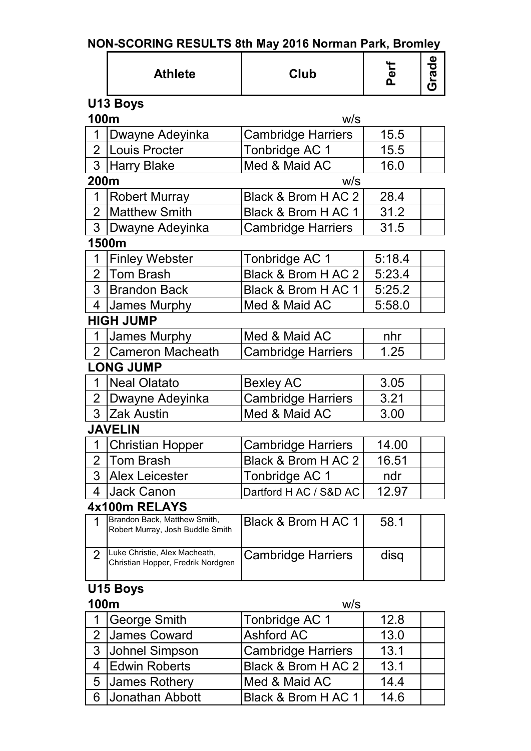# NON-SCORING RESULTS 8th May 2016 Norman Park, Bromley

## U13 Boys

### 100m

w/s

| | Athlete | Club | Perf | Grade |
|---|---|---|---|---|
| 1 | Dwayne Adeyinka | Cambridge Harriers | 15.5 | |
| 2 | Louis Procter | Tonbridge AC 1 | 15.5 | |
| 3 | Harry Blake | Med & Maid AC | 16.0 | |

### 200m

w/s

| | Athlete | Club | Perf | Grade |
|---|---|---|---|---|
| 1 | Robert Murray | Black & Brom H AC 2 | 28.4 | |
| 2 | Matthew Smith | Black & Brom H AC 1 | 31.2 | |
| 3 | Dwayne Adeyinka | Cambridge Harriers | 31.5 | |

### 1500m

| | Athlete | Club | Perf | Grade |
|---|---|---|---|---|
| 1 | Finley Webster | Tonbridge AC 1 | 5:18.4 | |
| 2 | Tom Brash | Black & Brom H AC 2 | 5:23.4 | |
| 3 | Brandon Back | Black & Brom H AC 1 | 5:25.2 | |
| 4 | James Murphy | Med & Maid AC | 5:58.0 | |

### HIGH JUMP

| | Athlete | Club | Perf | Grade |
|---|---|---|---|---|
| 1 | James Murphy | Med & Maid AC | nhr | |
| 2 | Cameron Macheath | Cambridge Harriers | 1.25 | |

### LONG JUMP

| | Athlete | Club | Perf | Grade |
|---|---|---|---|---|
| 1 | Neal Olatato | Bexley AC | 3.05 | |
| 2 | Dwayne Adeyinka | Cambridge Harriers | 3.21 | |
| 3 | Zak Austin | Med & Maid AC | 3.00 | |

### JAVELIN

| | Athlete | Club | Perf | Grade |
|---|---|---|---|---|
| 1 | Christian Hopper | Cambridge Harriers | 14.00 | |
| 2 | Tom Brash | Black & Brom H AC 2 | 16.51 | |
| 3 | Alex Leicester | Tonbridge AC 1 | ndr | |
| 4 | Jack Canon | Dartford H AC / S&D AC | 12.97 | |

### 4x100m RELAYS

| | Athlete | Club | Perf | Grade |
|---|---|---|---|---|
| 1 | Brandon Back, Matthew Smith, Robert Murray, Josh Buddle Smith | Black & Brom H AC 1 | 58.1 | |
| 2 | Luke Christie, Alex Macheath, Christian Hopper, Fredrik Nordgren | Cambridge Harriers | disq | |

## U15 Boys

### 100m

w/s

| | Athlete | Club | Perf | Grade |
|---|---|---|---|---|
| 1 | George Smith | Tonbridge AC 1 | 12.8 | |
| 2 | James Coward | Ashford AC | 13.0 | |
| 3 | Johnel Simpson | Cambridge Harriers | 13.1 | |
| 4 | Edwin Roberts | Black & Brom H AC 2 | 13.1 | |
| 5 | James Rothery | Med & Maid AC | 14.4 | |
| 6 | Jonathan Abbott | Black & Brom H AC 1 | 14.6 | |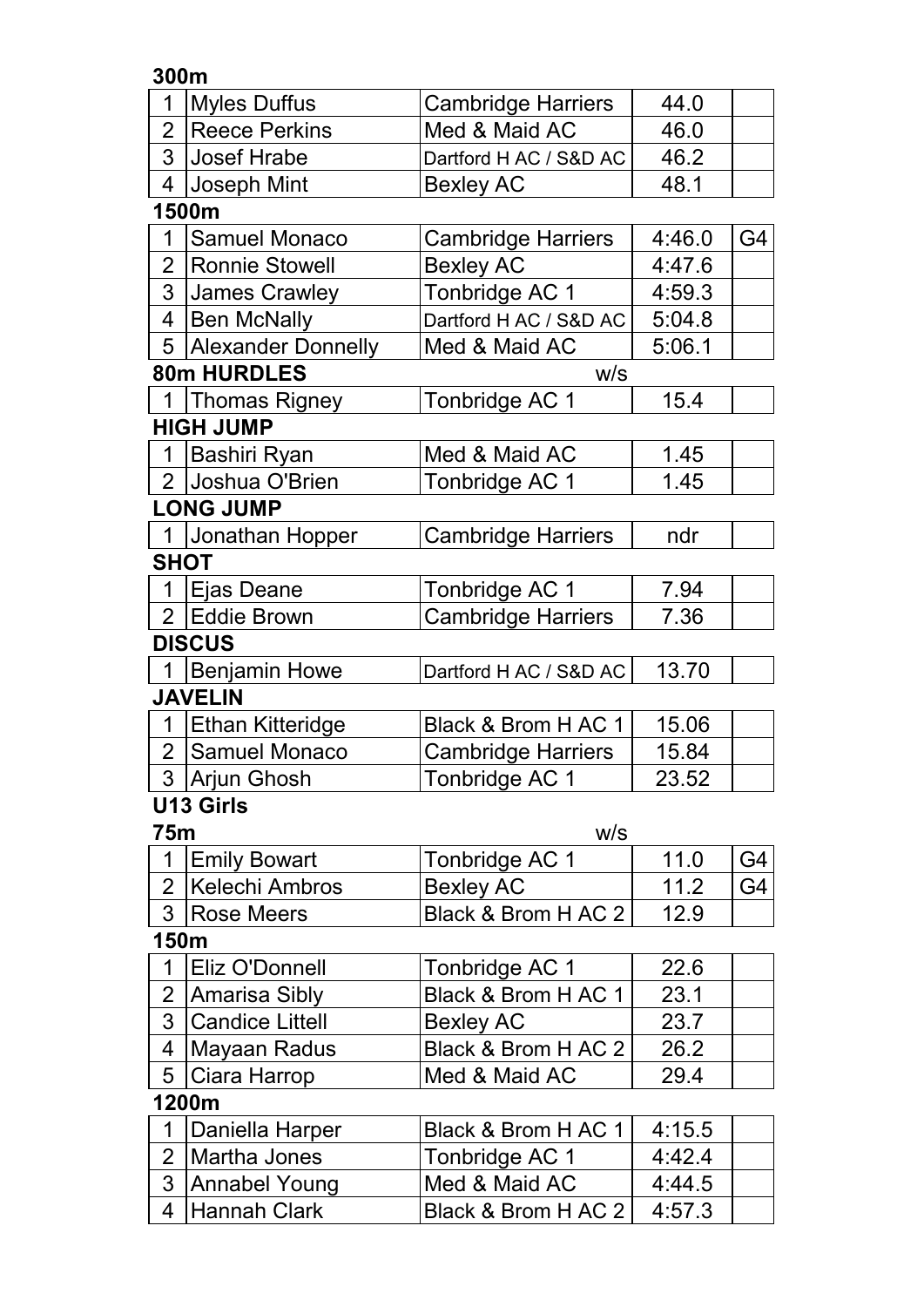**300m**

| | | | | |
|---|---|---|---|---|
| 1 | Myles Duffus | Cambridge Harriers | 44.0 | |
| 2 | Reece Perkins | Med & Maid AC | 46.0 | |
| 3 | Josef Hrabe | Dartford H AC / S&D AC | 46.2 | |
| 4 | Joseph Mint | Bexley AC | 48.1 | |

**1500m**

| | | | | |
|---|---|---|---|---|
| 1 | Samuel Monaco | Cambridge Harriers | 4:46.0 | G4 |
| 2 | Ronnie Stowell | Bexley AC | 4:47.6 | |
| 3 | James Crawley | Tonbridge AC 1 | 4:59.3 | |
| 4 | Ben McNally | Dartford H AC / S&D AC | 5:04.8 | |
| 5 | Alexander Donnelly | Med & Maid AC | 5:06.1 | |

**80m HURDLES** w/s

| | | | | |
|---|---|---|---|---|
| 1 | Thomas Rigney | Tonbridge AC 1 | 15.4 | |

**HIGH JUMP**

| | | | | |
|---|---|---|---|---|
| 1 | Bashiri Ryan | Med & Maid AC | 1.45 | |
| 2 | Joshua O'Brien | Tonbridge AC 1 | 1.45 | |

**LONG JUMP**

| | | | | |
|---|---|---|---|---|
| 1 | Jonathan Hopper | Cambridge Harriers | ndr | |

**SHOT**

| | | | | |
|---|---|---|---|---|
| 1 | Ejas Deane | Tonbridge AC 1 | 7.94 | |
| 2 | Eddie Brown | Cambridge Harriers | 7.36 | |

**DISCUS**

| | | | | |
|---|---|---|---|---|
| 1 | Benjamin Howe | Dartford H AC / S&D AC | 13.70 | |

**JAVELIN**

| | | | | |
|---|---|---|---|---|
| 1 | Ethan Kitteridge | Black & Brom H AC 1 | 15.06 | |
| 2 | Samuel Monaco | Cambridge Harriers | 15.84 | |
| 3 | Arjun Ghosh | Tonbridge AC 1 | 23.52 | |

## U13 Girls

**75m** w/s

| | | | | |
|---|---|---|---|---|
| 1 | Emily Bowart | Tonbridge AC 1 | 11.0 | G4 |
| 2 | Kelechi Ambros | Bexley AC | 11.2 | G4 |
| 3 | Rose Meers | Black & Brom H AC 2 | 12.9 | |

**150m**

| | | | | |
|---|---|---|---|---|
| 1 | Eliz O'Donnell | Tonbridge AC 1 | 22.6 | |
| 2 | Amarisa Sibly | Black & Brom H AC 1 | 23.1 | |
| 3 | Candice Littell | Bexley AC | 23.7 | |
| 4 | Mayaan Radus | Black & Brom H AC 2 | 26.2 | |
| 5 | Ciara Harrop | Med & Maid AC | 29.4 | |

**1200m**

| | | | | |
|---|---|---|---|---|
| 1 | Daniella Harper | Black & Brom H AC 1 | 4:15.5 | |
| 2 | Martha Jones | Tonbridge AC 1 | 4:42.4 | |
| 3 | Annabel Young | Med & Maid AC | 4:44.5 | |
| 4 | Hannah Clark | Black & Brom H AC 2 | 4:57.3 | |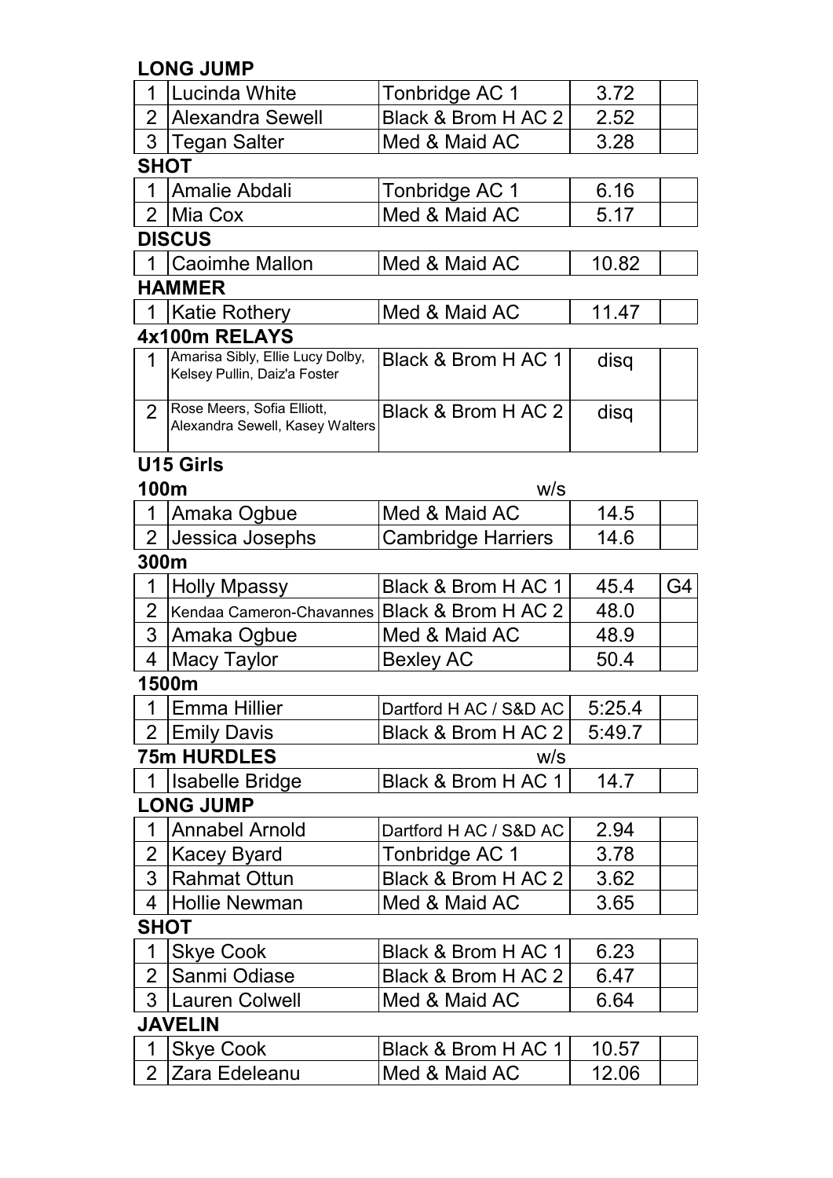**LONG JUMP**

| | | | | |
|---|---|---|---|---|
| 1 | Lucinda White | Tonbridge AC 1 | 3.72 | |
| 2 | Alexandra Sewell | Black & Brom H AC 2 | 2.52 | |
| 3 | Tegan Salter | Med & Maid AC | 3.28 | |

**SHOT**

| | | | | |
|---|---|---|---|---|
| 1 | Amalie Abdali | Tonbridge AC 1 | 6.16 | |
| 2 | Mia Cox | Med & Maid AC | 5.17 | |

**DISCUS**

| | | | | |
|---|---|---|---|---|
| 1 | Caoimhe Mallon | Med & Maid AC | 10.82 | |

**HAMMER**

| | | | | |
|---|---|---|---|---|
| 1 | Katie Rothery | Med & Maid AC | 11.47 | |

**4x100m RELAYS**

| | | | | |
|---|---|---|---|---|
| 1 | Amarisa Sibly, Ellie Lucy Dolby, Kelsey Pullin, Daiz'a Foster | Black & Brom H AC 1 | disq | |
| 2 | Rose Meers, Sofia Elliott, Alexandra Sewell, Kasey Walters | Black & Brom H AC 2 | disq | |

## U15 Girls

**100m** w/s

| | | | | |
|---|---|---|---|---|
| 1 | Amaka Ogbue | Med & Maid AC | 14.5 | |
| 2 | Jessica Josephs | Cambridge Harriers | 14.6 | |

**300m**

| | | | | |
|---|---|---|---|---|
| 1 | Holly Mpassy | Black & Brom H AC 1 | 45.4 | G4 |
| 2 | Kendaa Cameron-Chavannes | Black & Brom H AC 2 | 48.0 | |
| 3 | Amaka Ogbue | Med & Maid AC | 48.9 | |
| 4 | Macy Taylor | Bexley AC | 50.4 | |

**1500m**

| | | | | |
|---|---|---|---|---|
| 1 | Emma Hillier | Dartford H AC / S&D AC | 5:25.4 | |
| 2 | Emily Davis | Black & Brom H AC 2 | 5:49.7 | |

**75m HURDLES** w/s

| | | | | |
|---|---|---|---|---|
| 1 | Isabelle Bridge | Black & Brom H AC 1 | 14.7 | |

**LONG JUMP**

| | | | | |
|---|---|---|---|---|
| 1 | Annabel Arnold | Dartford H AC / S&D AC | 2.94 | |
| 2 | Kacey Byard | Tonbridge AC 1 | 3.78 | |
| 3 | Rahmat Ottun | Black & Brom H AC 2 | 3.62 | |
| 4 | Hollie Newman | Med & Maid AC | 3.65 | |

**SHOT**

| | | | | |
|---|---|---|---|---|
| 1 | Skye Cook | Black & Brom H AC 1 | 6.23 | |
| 2 | Sanmi Odiase | Black & Brom H AC 2 | 6.47 | |
| 3 | Lauren Colwell | Med & Maid AC | 6.64 | |

**JAVELIN**

| | | | | |
|---|---|---|---|---|
| 1 | Skye Cook | Black & Brom H AC 1 | 10.57 | |
| 2 | Zara Edeleanu | Med & Maid AC | 12.06 | |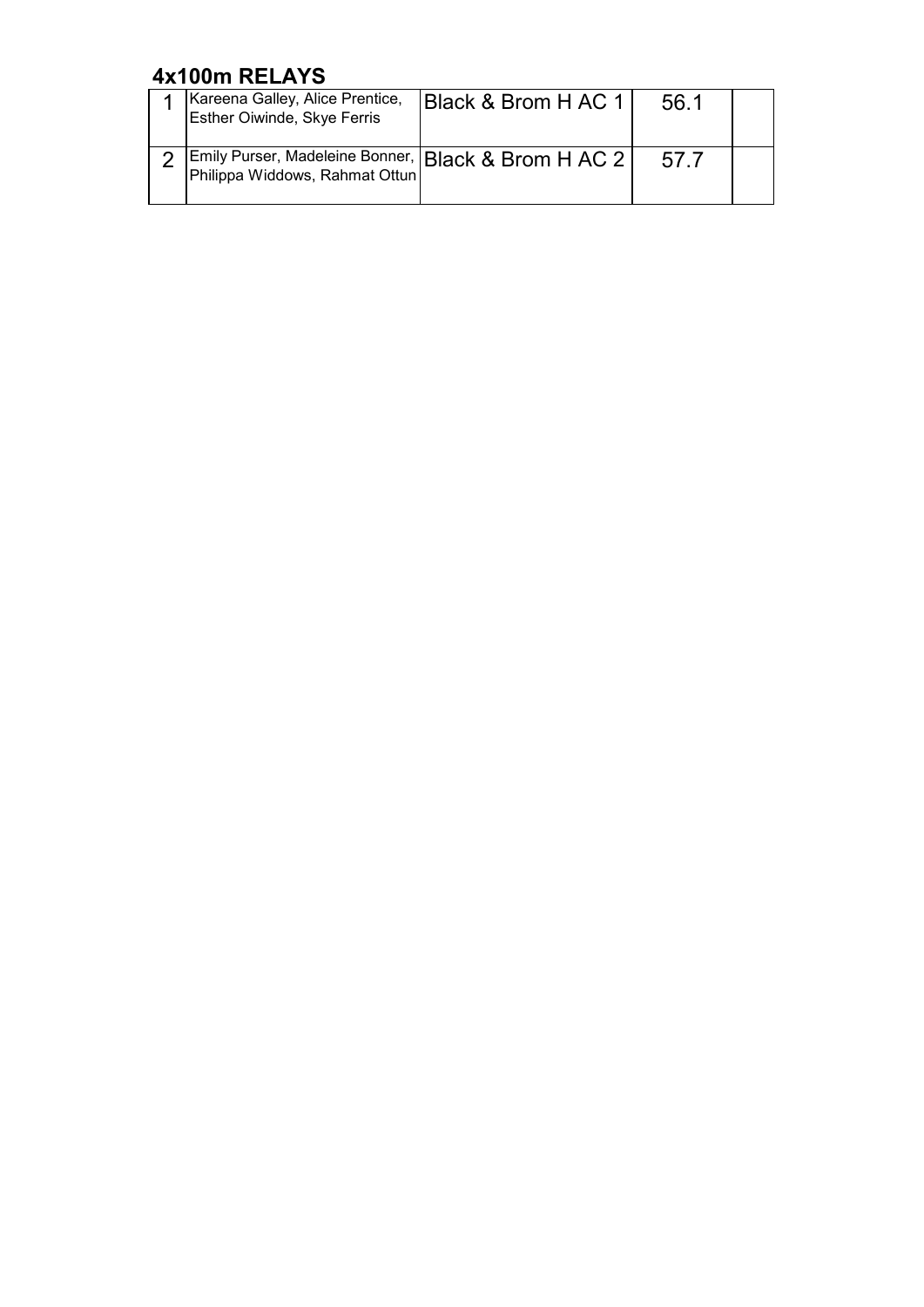## 4x100m RELAYS

| | | | | |
|---|---|---|---|---|
| 1 | Kareena Galley, Alice Prentice, Esther Oiwinde, Skye Ferris | Black & Brom H AC 1 | 56.1 | |
| 2 | Emily Purser, Madeleine Bonner, Philippa Widdows, Rahmat Ottun | Black & Brom H AC 2 | 57.7 | |